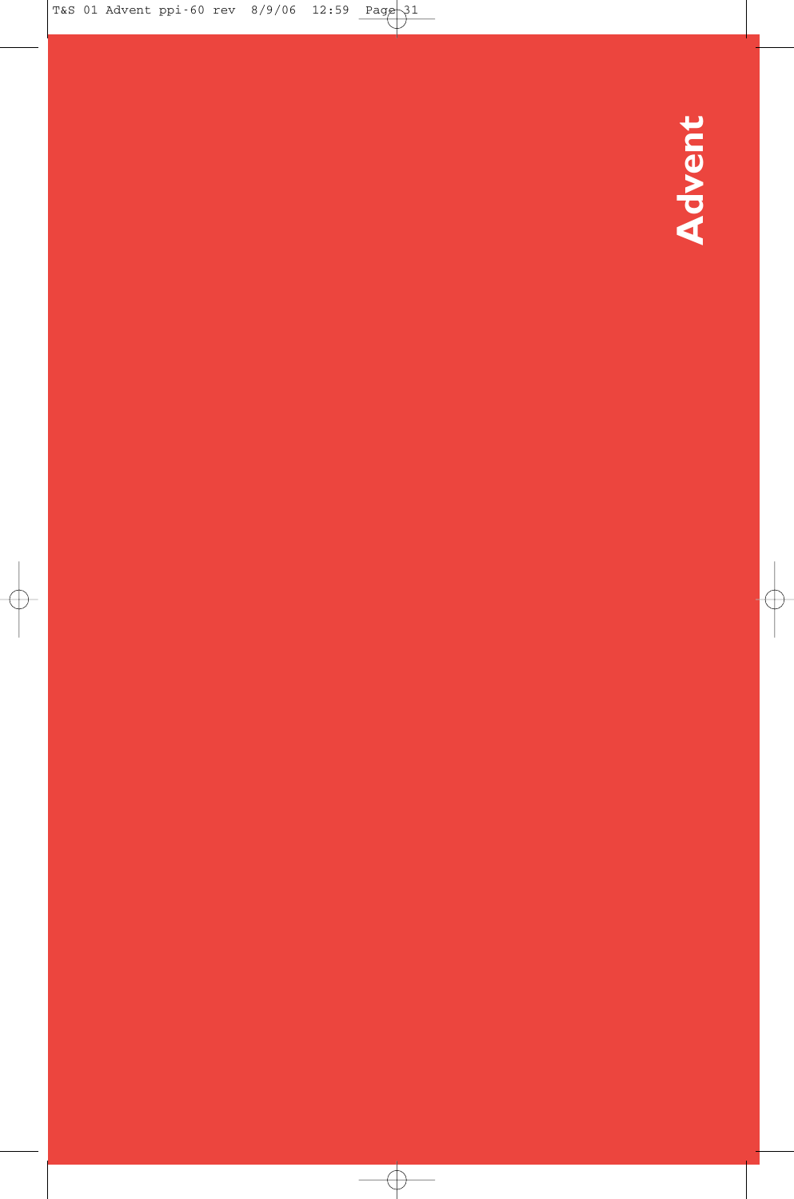# Advent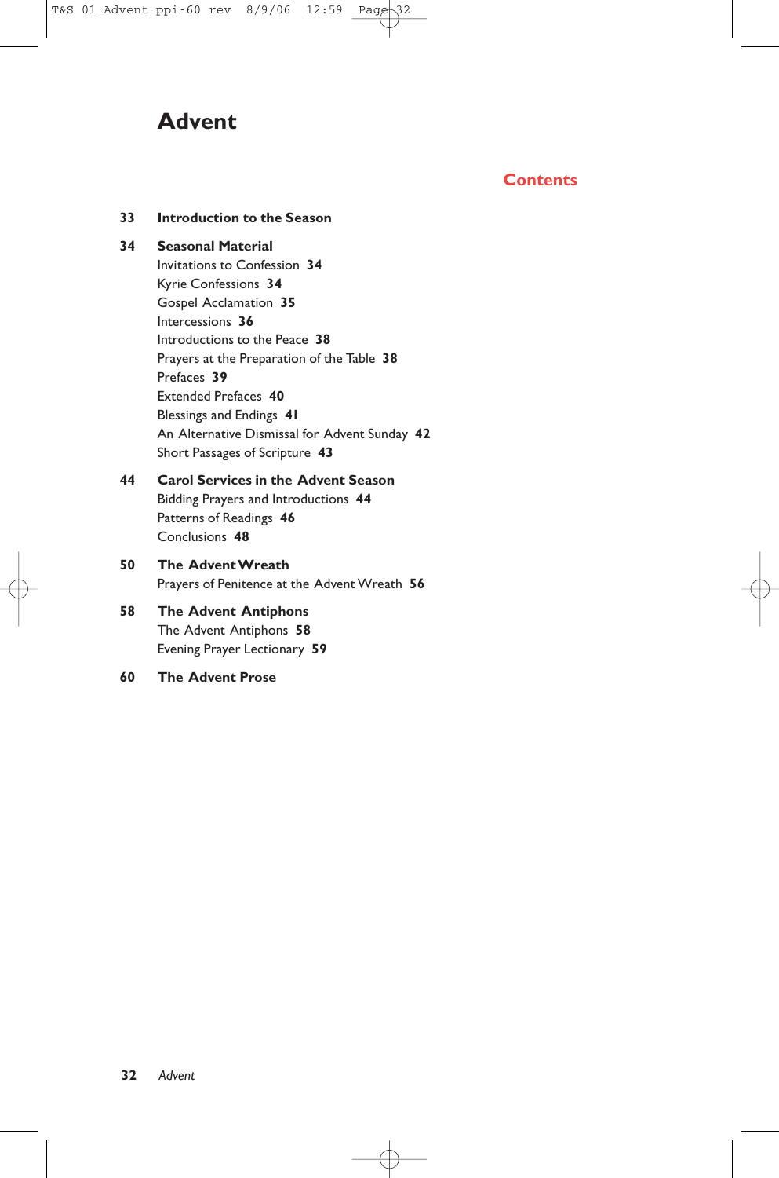# Advent

## Contents

**33 Introduction to the Season**

**34 Seasonal Material**

- Invitations to Confession **34**
- Kyrie Confessions **34**
- Gospel Acclamation **35**
- Intercessions **36**
- Introductions to the Peace **38**
- Prayers at the Preparation of the Table **38**
- Prefaces **39**
- Extended Prefaces **40**
- Blessings and Endings **41**
- An Alternative Dismissal for Advent Sunday **42**
- Short Passages of Scripture **43**

**44 Carol Services in the Advent Season**

- Bidding Prayers and Introductions **44**
- Patterns of Readings **46**
- Conclusions **48**

**50 The Advent Wreath**

- Prayers of Penitence at the Advent Wreath **56**

**58 The Advent Antiphons**

- The Advent Antiphons **58**
- Evening Prayer Lectionary **59**

**60 The Advent Prose**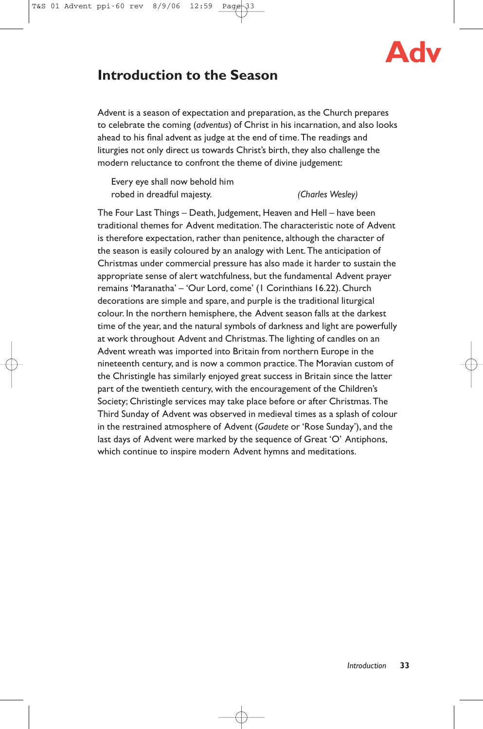Adv

## Introduction to the Season

Advent is a season of expectation and preparation, as the Church prepares to celebrate the coming (*adventus*) of Christ in his incarnation, and also looks ahead to his final advent as judge at the end of time. The readings and liturgies not only direct us towards Christ's birth, they also challenge the modern reluctance to confront the theme of divine judgement:

> Every eye shall now behold him
> robed in dreadful majesty. *(Charles Wesley)*

The Four Last Things – Death, Judgement, Heaven and Hell – have been traditional themes for Advent meditation. The characteristic note of Advent is therefore expectation, rather than penitence, although the character of the season is easily coloured by an analogy with Lent. The anticipation of Christmas under commercial pressure has also made it harder to sustain the appropriate sense of alert watchfulness, but the fundamental Advent prayer remains 'Maranatha' – 'Our Lord, come' (1 Corinthians 16.22). Church decorations are simple and spare, and purple is the traditional liturgical colour. In the northern hemisphere, the Advent season falls at the darkest time of the year, and the natural symbols of darkness and light are powerfully at work throughout Advent and Christmas. The lighting of candles on an Advent wreath was imported into Britain from northern Europe in the nineteenth century, and is now a common practice. The Moravian custom of the Christingle has similarly enjoyed great success in Britain since the latter part of the twentieth century, with the encouragement of the Children's Society; Christingle services may take place before or after Christmas. The Third Sunday of Advent was observed in medieval times as a splash of colour in the restrained atmosphere of Advent (*Gaudete* or 'Rose Sunday'), and the last days of Advent were marked by the sequence of Great 'O' Antiphons, which continue to inspire modern Advent hymns and meditations.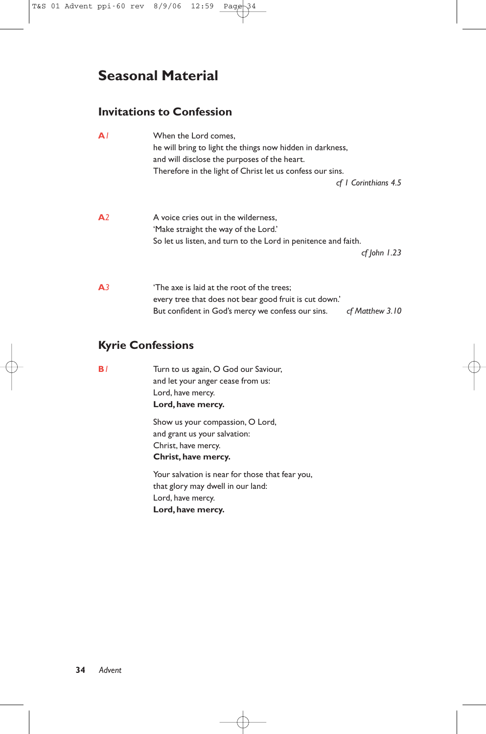# Seasonal Material

## Invitations to Confession

**A***1*

When the Lord comes,
he will bring to light the things now hidden in darkness,
and will disclose the purposes of the heart.
Therefore in the light of Christ let us confess our sins.

*cf 1 Corinthians 4.5*

**A***2*

A voice cries out in the wilderness,
'Make straight the way of the Lord.'
So let us listen, and turn to the Lord in penitence and faith.

*cf John 1.23*

**A***3*

'The axe is laid at the root of the trees;
every tree that does not bear good fruit is cut down.'
But confident in God's mercy we confess our sins.

*cf Matthew 3.10*

## Kyrie Confessions

**B***1*

Turn to us again, O God our Saviour,
and let your anger cease from us:
Lord, have mercy.
**Lord, have mercy.**

Show us your compassion, O Lord,
and grant us your salvation:
Christ, have mercy.
**Christ, have mercy.**

Your salvation is near for those that fear you,
that glory may dwell in our land:
Lord, have mercy.
**Lord, have mercy.**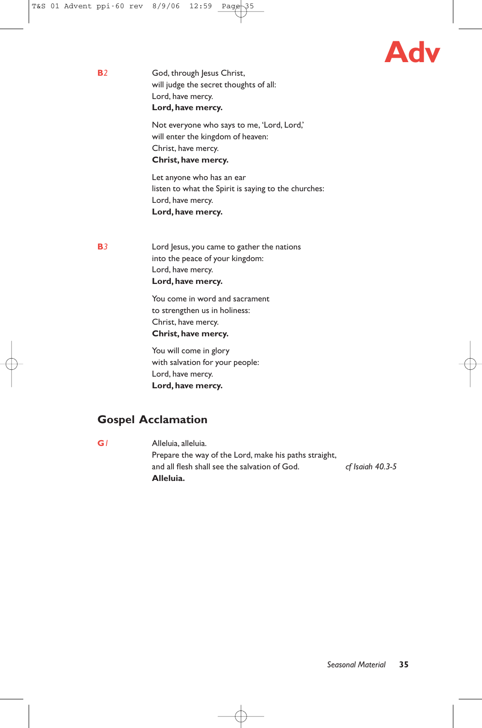**B**2

God, through Jesus Christ,
will judge the secret thoughts of all:
Lord, have mercy.
**Lord, have mercy.**

Not everyone who says to me, 'Lord, Lord,'
will enter the kingdom of heaven:
Christ, have mercy.
**Christ, have mercy.**

Let anyone who has an ear
listen to what the Spirit is saying to the churches:
Lord, have mercy.
**Lord, have mercy.**

**B**3

Lord Jesus, you came to gather the nations
into the peace of your kingdom:
Lord, have mercy.
**Lord, have mercy.**

You come in word and sacrament
to strengthen us in holiness:
Christ, have mercy.
**Christ, have mercy.**

You will come in glory
with salvation for your people:
Lord, have mercy.
**Lord, have mercy.**

## Gospel Acclamation

**G**1

Alleluia, alleluia.
Prepare the way of the Lord, make his paths straight,
and all flesh shall see the salvation of God. *cf Isaiah 40.3-5*
**Alleluia.**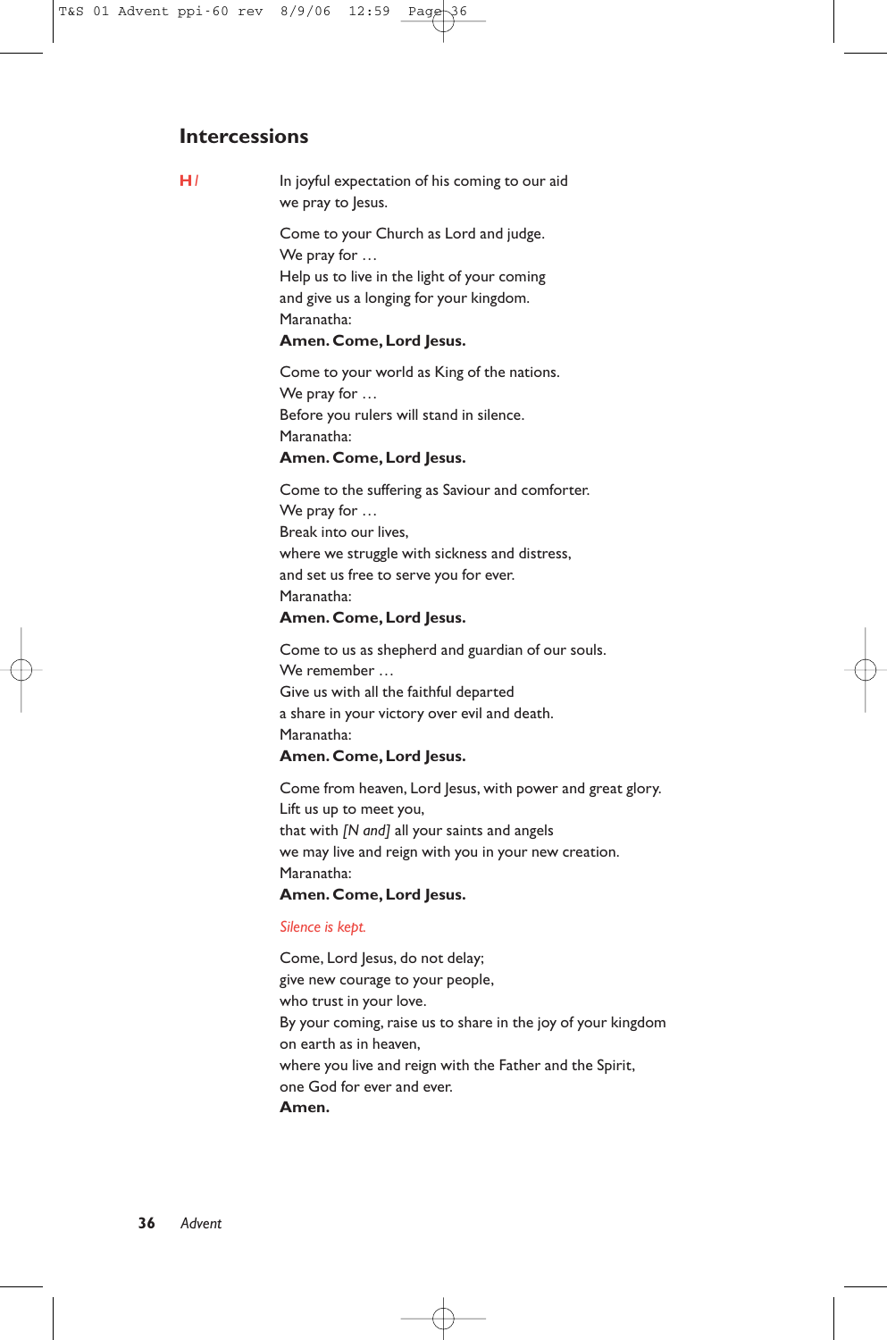## Intercessions

**H** *l*

In joyful expectation of his coming to our aid
we pray to Jesus.

Come to your Church as Lord and judge.
We pray for …
Help us to live in the light of your coming
and give us a longing for your kingdom.
Maranatha:
**Amen. Come, Lord Jesus.**

Come to your world as King of the nations.
We pray for …
Before you rulers will stand in silence.
Maranatha:
**Amen. Come, Lord Jesus.**

Come to the suffering as Saviour and comforter.
We pray for …
Break into our lives,
where we struggle with sickness and distress,
and set us free to serve you for ever.
Maranatha:
**Amen. Come, Lord Jesus.**

Come to us as shepherd and guardian of our souls.
We remember …
Give us with all the faithful departed
a share in your victory over evil and death.
Maranatha:
**Amen. Come, Lord Jesus.**

Come from heaven, Lord Jesus, with power and great glory.
Lift us up to meet you,
that with *[N and]* all your saints and angels
we may live and reign with you in your new creation.
Maranatha:
**Amen. Come, Lord Jesus.**

*Silence is kept.*

Come, Lord Jesus, do not delay;
give new courage to your people,
who trust in your love.
By your coming, raise us to share in the joy of your kingdom
on earth as in heaven,
where you live and reign with the Father and the Spirit,
one God for ever and ever.
**Amen.**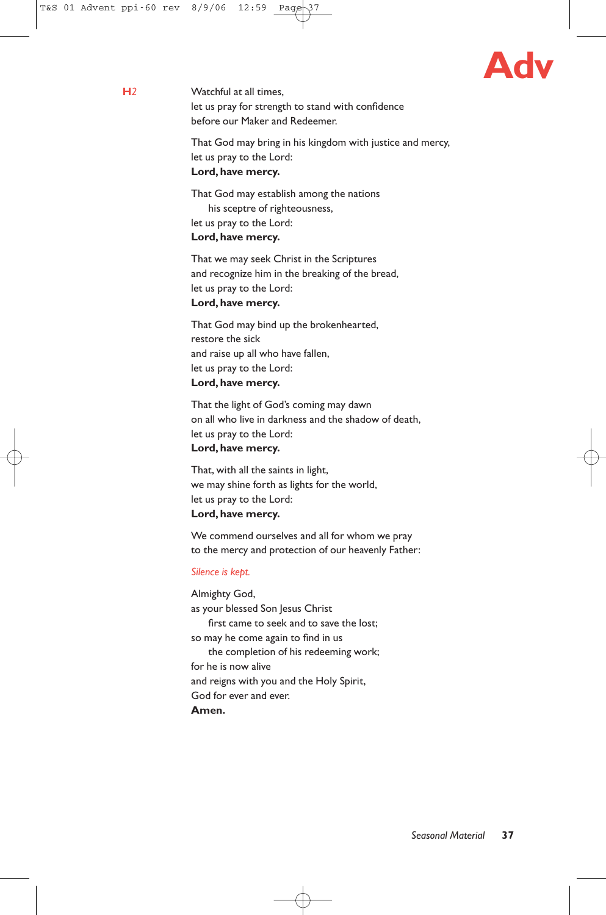**H2**

Watchful at all times,
let us pray for strength to stand with confidence
before our Maker and Redeemer.

That God may bring in his kingdom with justice and mercy,
let us pray to the Lord:
**Lord, have mercy.**

That God may establish among the nations
his sceptre of righteousness,
let us pray to the Lord:
**Lord, have mercy.**

That we may seek Christ in the Scriptures
and recognize him in the breaking of the bread,
let us pray to the Lord:
**Lord, have mercy.**

That God may bind up the brokenhearted,
restore the sick
and raise up all who have fallen,
let us pray to the Lord:
**Lord, have mercy.**

That the light of God's coming may dawn
on all who live in darkness and the shadow of death,
let us pray to the Lord:
**Lord, have mercy.**

That, with all the saints in light,
we may shine forth as lights for the world,
let us pray to the Lord:
**Lord, have mercy.**

We commend ourselves and all for whom we pray
to the mercy and protection of our heavenly Father:

*Silence is kept.*

Almighty God,
as your blessed Son Jesus Christ
first came to seek and to save the lost;
so may he come again to find in us
the completion of his redeeming work;
for he is now alive
and reigns with you and the Holy Spirit,
God for ever and ever.
**Amen.**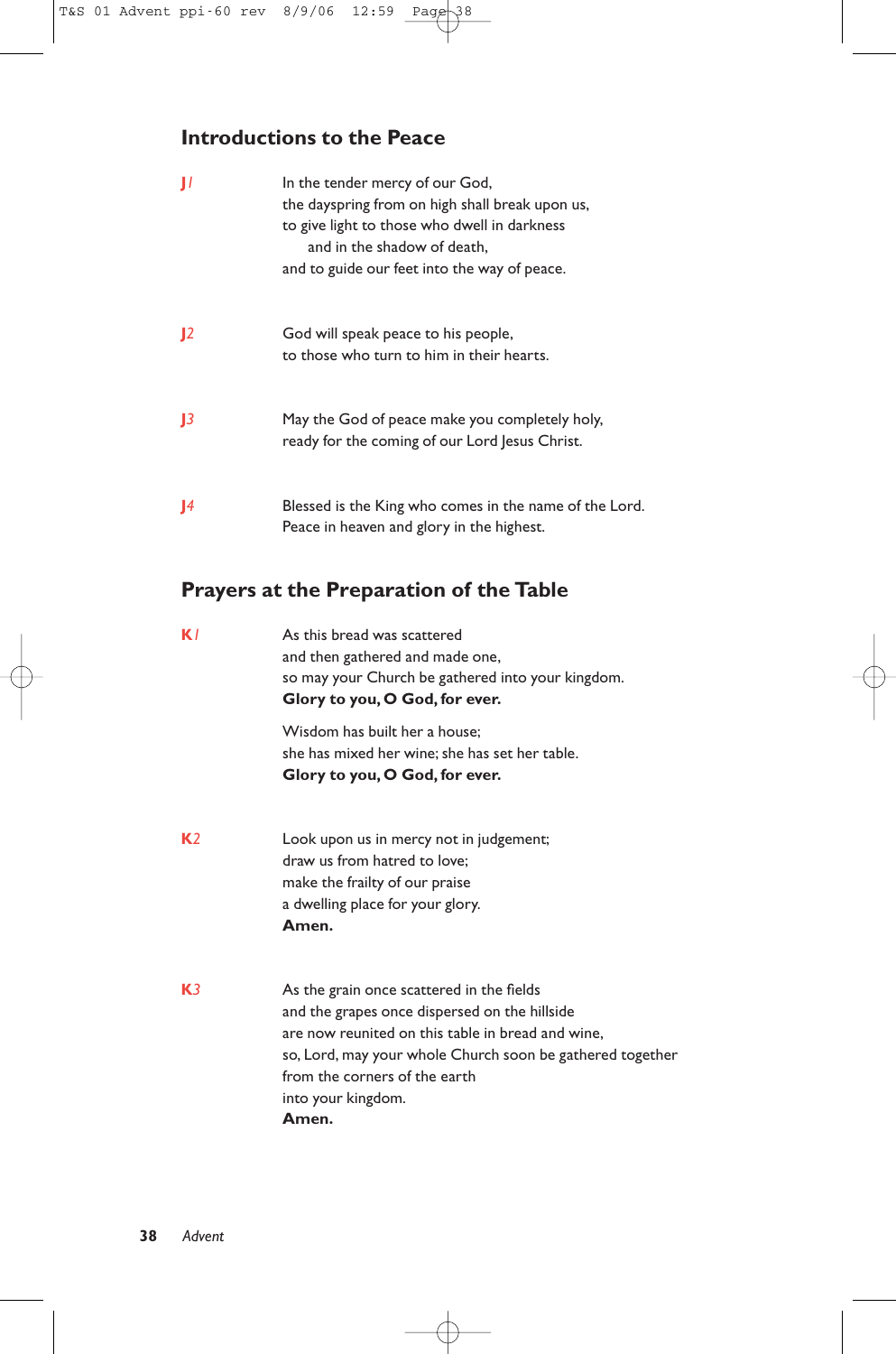## Introductions to the Peace

**J1**

In the tender mercy of our God,
the dayspring from on high shall break upon us,
to give light to those who dwell in darkness
and in the shadow of death,
and to guide our feet into the way of peace.

**J2**

God will speak peace to his people,
to those who turn to him in their hearts.

**J3**

May the God of peace make you completely holy,
ready for the coming of our Lord Jesus Christ.

**J4**

Blessed is the King who comes in the name of the Lord.
Peace in heaven and glory in the highest.

## Prayers at the Preparation of the Table

**K1**

As this bread was scattered
and then gathered and made one,
so may your Church be gathered into your kingdom.
**Glory to you, O God, for ever.**

Wisdom has built her a house;
she has mixed her wine; she has set her table.
**Glory to you, O God, for ever.**

**K2**

Look upon us in mercy not in judgement;
draw us from hatred to love;
make the frailty of our praise
a dwelling place for your glory.
**Amen.**

**K3**

As the grain once scattered in the fields
and the grapes once dispersed on the hillside
are now reunited on this table in bread and wine,
so, Lord, may your whole Church soon be gathered together
from the corners of the earth
into your kingdom.
**Amen.**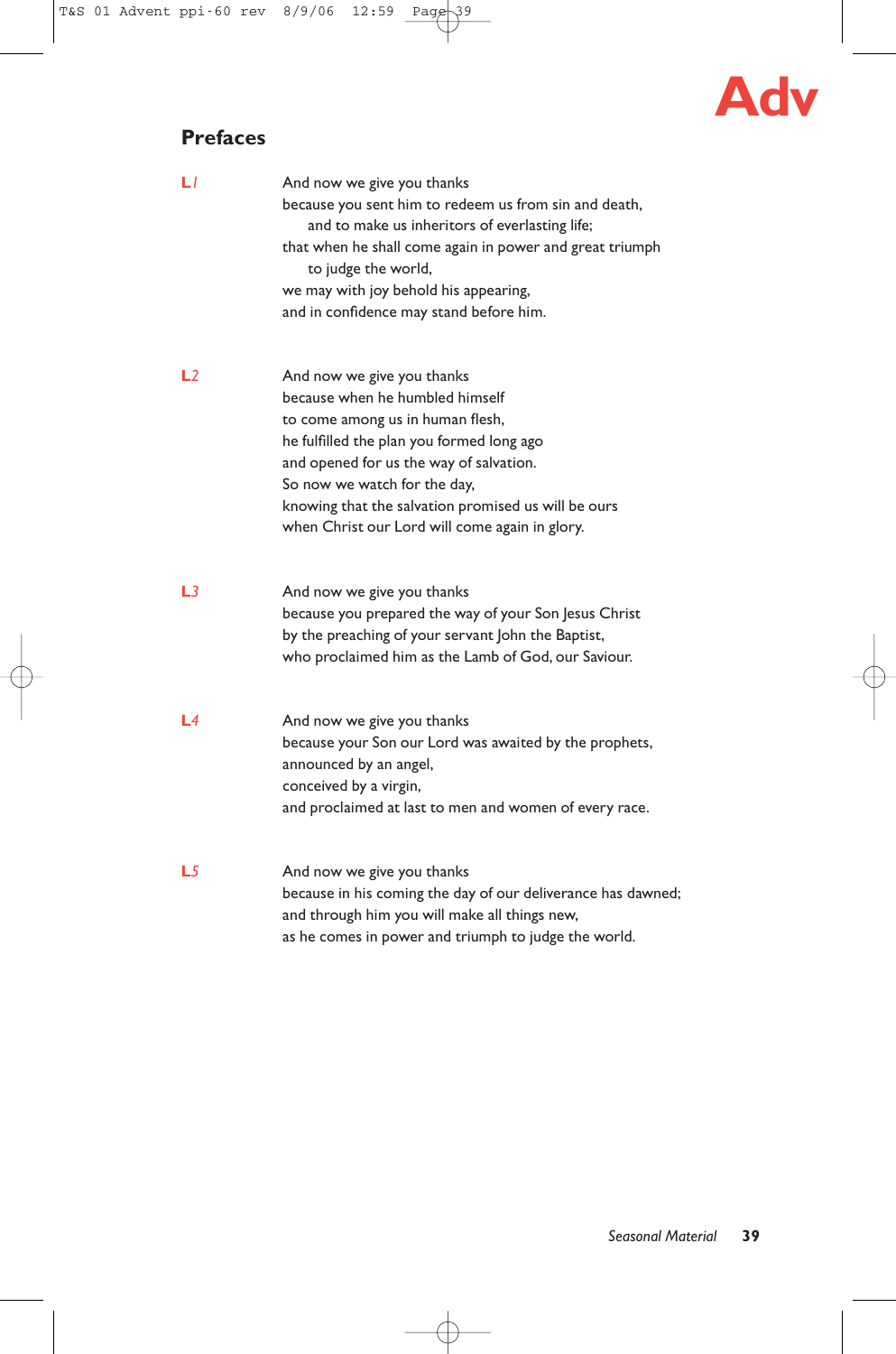## Prefaces

**L1**

And now we give you thanks
because you sent him to redeem us from sin and death,
  and to make us inheritors of everlasting life;
that when he shall come again in power and great triumph
  to judge the world,
we may with joy behold his appearing,
and in confidence may stand before him.

**L2**

And now we give you thanks
because when he humbled himself
to come among us in human flesh,
he fulfilled the plan you formed long ago
and opened for us the way of salvation.
So now we watch for the day,
knowing that the salvation promised us will be ours
when Christ our Lord will come again in glory.

**L3**

And now we give you thanks
because you prepared the way of your Son Jesus Christ
by the preaching of your servant John the Baptist,
who proclaimed him as the Lamb of God, our Saviour.

**L4**

And now we give you thanks
because your Son our Lord was awaited by the prophets,
announced by an angel,
conceived by a virgin,
and proclaimed at last to men and women of every race.

**L5**

And now we give you thanks
because in his coming the day of our deliverance has dawned;
and through him you will make all things new,
as he comes in power and triumph to judge the world.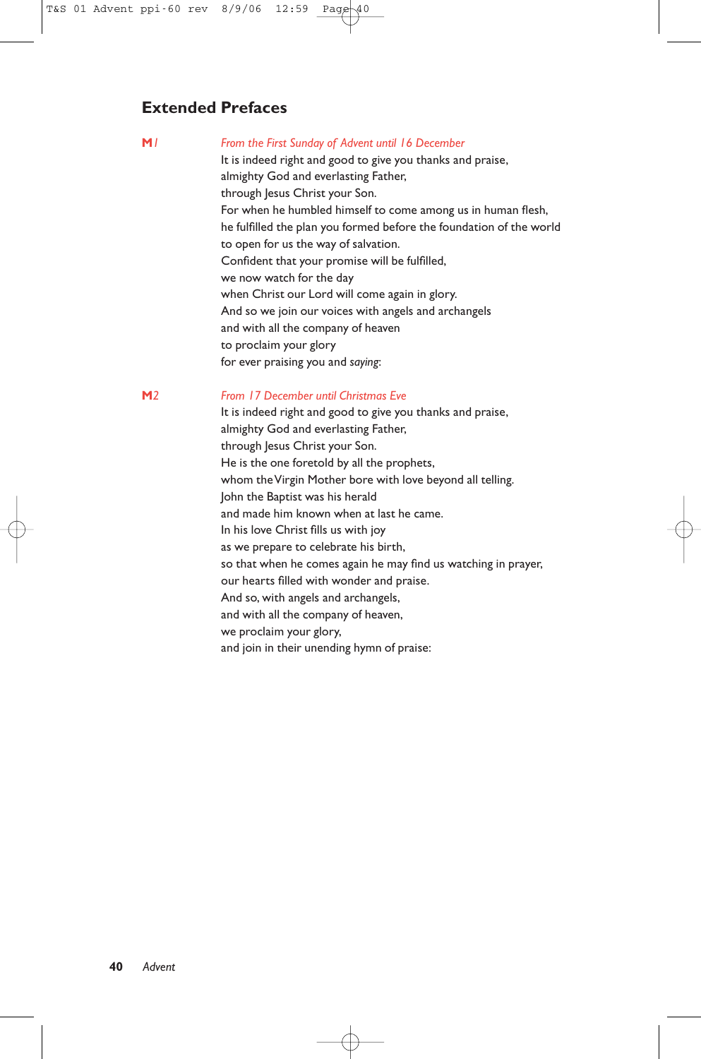## Extended Prefaces

**M1** *From the First Sunday of Advent until 16 December*

It is indeed right and good to give you thanks and praise,
almighty God and everlasting Father,
through Jesus Christ your Son.
For when he humbled himself to come among us in human flesh,
he fulfilled the plan you formed before the foundation of the world
to open for us the way of salvation.
Confident that your promise will be fulfilled,
we now watch for the day
when Christ our Lord will come again in glory.
And so we join our voices with angels and archangels
and with all the company of heaven
to proclaim your glory
for ever praising you and *saying*:

**M2** *From 17 December until Christmas Eve*

It is indeed right and good to give you thanks and praise,
almighty God and everlasting Father,
through Jesus Christ your Son.
He is the one foretold by all the prophets,
whom the Virgin Mother bore with love beyond all telling.
John the Baptist was his herald
and made him known when at last he came.
In his love Christ fills us with joy
as we prepare to celebrate his birth,
so that when he comes again he may find us watching in prayer,
our hearts filled with wonder and praise.
And so, with angels and archangels,
and with all the company of heaven,
we proclaim your glory,
and join in their unending hymn of praise: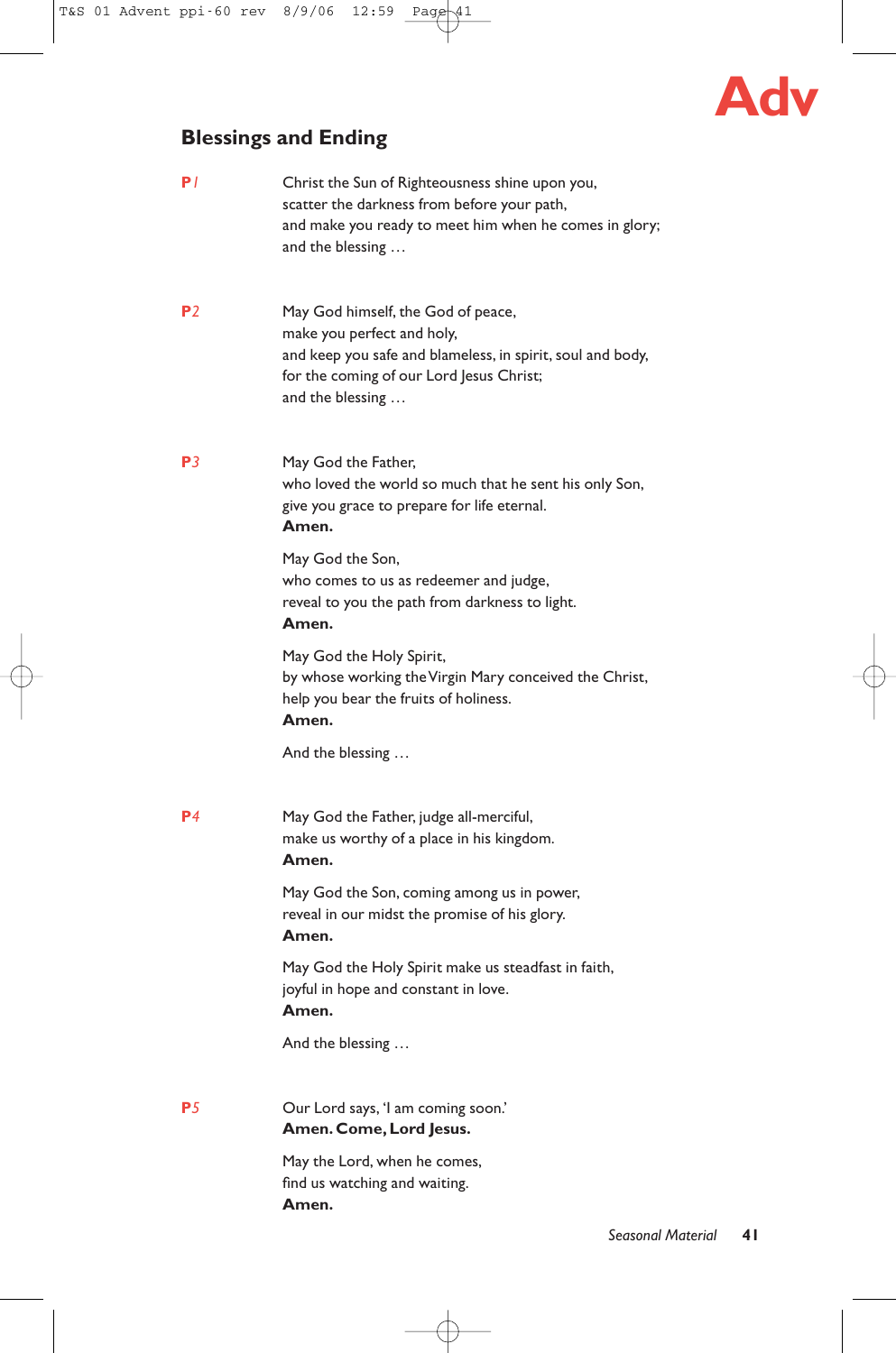**Adv**

## Blessings and Ending

**P** *1*

Christ the Sun of Righteousness shine upon you,
scatter the darkness from before your path,
and make you ready to meet him when he comes in glory;
and the blessing …

**P** *2*

May God himself, the God of peace,
make you perfect and holy,
and keep you safe and blameless, in spirit, soul and body,
for the coming of our Lord Jesus Christ;
and the blessing …

**P** *3*

May God the Father,
who loved the world so much that he sent his only Son,
give you grace to prepare for life eternal.
**Amen.**

May God the Son,
who comes to us as redeemer and judge,
reveal to you the path from darkness to light.
**Amen.**

May God the Holy Spirit,
by whose working the Virgin Mary conceived the Christ,
help you bear the fruits of holiness.
**Amen.**

And the blessing …

**P** *4*

May God the Father, judge all-merciful,
make us worthy of a place in his kingdom.
**Amen.**

May God the Son, coming among us in power,
reveal in our midst the promise of his glory.
**Amen.**

May God the Holy Spirit make us steadfast in faith,
joyful in hope and constant in love.
**Amen.**

And the blessing …

**P** *5*

Our Lord says, 'I am coming soon.'
**Amen. Come, Lord Jesus.**

May the Lord, when he comes,
find us watching and waiting.
**Amen.**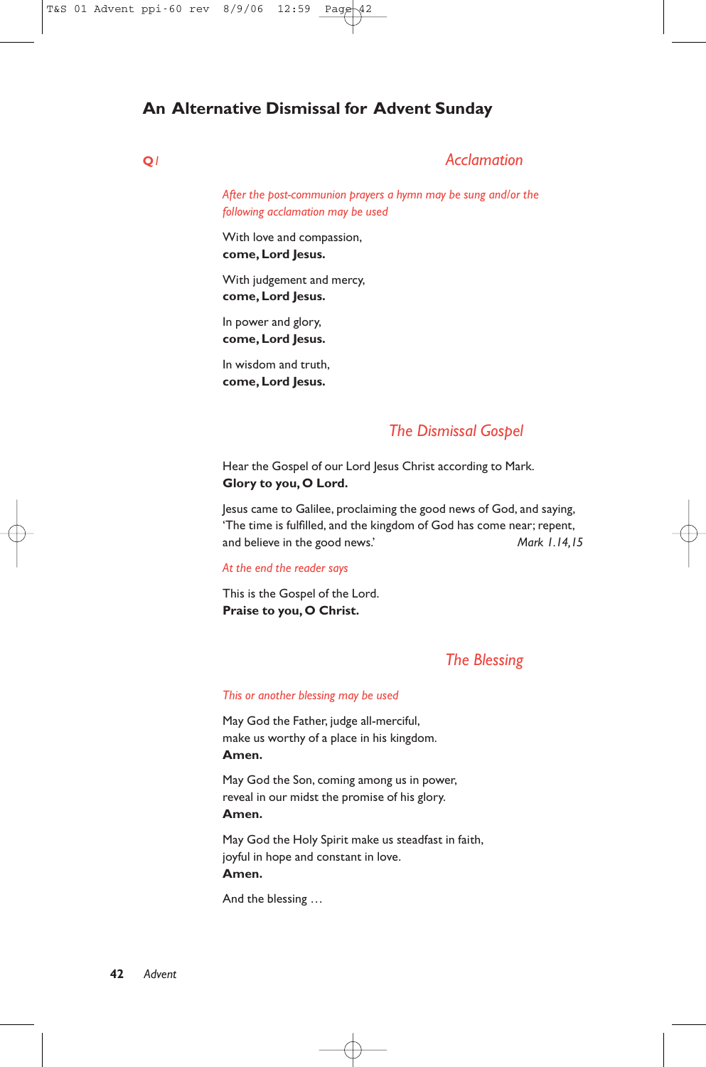## An Alternative Dismissal for Advent Sunday

**Q1**

### Acclamation

*After the post-communion prayers a hymn may be sung and/or the following acclamation may be used*

With love and compassion,
**come, Lord Jesus.**

With judgement and mercy,
**come, Lord Jesus.**

In power and glory,
**come, Lord Jesus.**

In wisdom and truth,
**come, Lord Jesus.**

### The Dismissal Gospel

Hear the Gospel of our Lord Jesus Christ according to Mark.
**Glory to you, O Lord.**

Jesus came to Galilee, proclaiming the good news of God, and saying, 'The time is fulfilled, and the kingdom of God has come near; repent, and believe in the good news.' *Mark 1.14,15*

*At the end the reader says*

This is the Gospel of the Lord.
**Praise to you, O Christ.**

### The Blessing

*This or another blessing may be used*

May God the Father, judge all-merciful,
make us worthy of a place in his kingdom.
**Amen.**

May God the Son, coming among us in power,
reveal in our midst the promise of his glory.
**Amen.**

May God the Holy Spirit make us steadfast in faith,
joyful in hope and constant in love.
**Amen.**

And the blessing …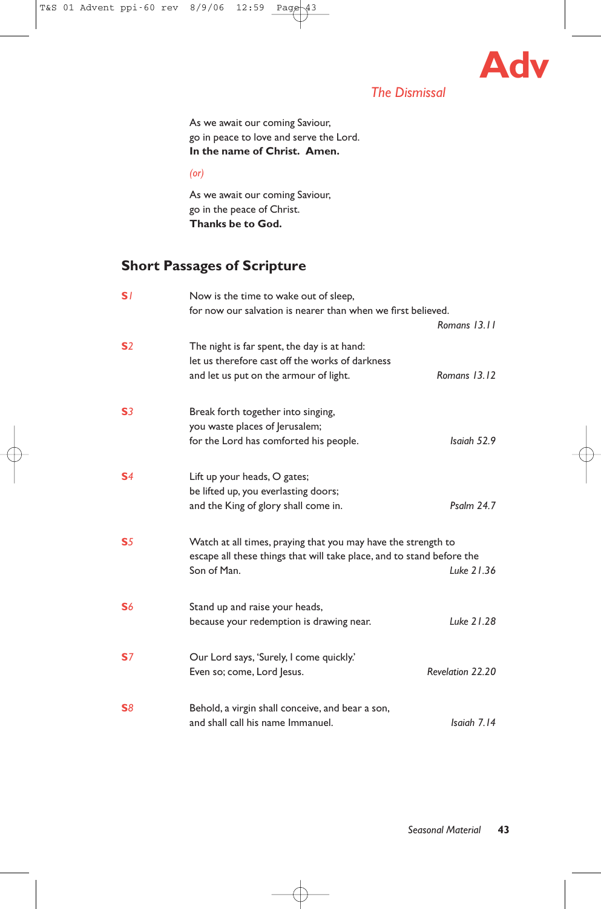## The Dismissal

As we await our coming Saviour,
go in peace to love and serve the Lord.
**In the name of Christ. Amen.**

*(or)*

As we await our coming Saviour,
go in the peace of Christ.
**Thanks be to God.**

## Short Passages of Scripture

**S1** Now is the time to wake out of sleep,
for now our salvation is nearer than when we first believed.
*Romans 13.11*

**S2** The night is far spent, the day is at hand:
let us therefore cast off the works of darkness
and let us put on the armour of light. *Romans 13.12*

**S3** Break forth together into singing,
you waste places of Jerusalem;
for the Lord has comforted his people. *Isaiah 52.9*

**S4** Lift up your heads, O gates;
be lifted up, you everlasting doors;
and the King of glory shall come in. *Psalm 24.7*

**S5** Watch at all times, praying that you may have the strength to escape all these things that will take place, and to stand before the Son of Man. *Luke 21.36*

**S6** Stand up and raise your heads,
because your redemption is drawing near. *Luke 21.28*

**S7** Our Lord says, 'Surely, I come quickly.'
Even so; come, Lord Jesus. *Revelation 22.20*

**S8** Behold, a virgin shall conceive, and bear a son,
and shall call his name Immanuel. *Isaiah 7.14*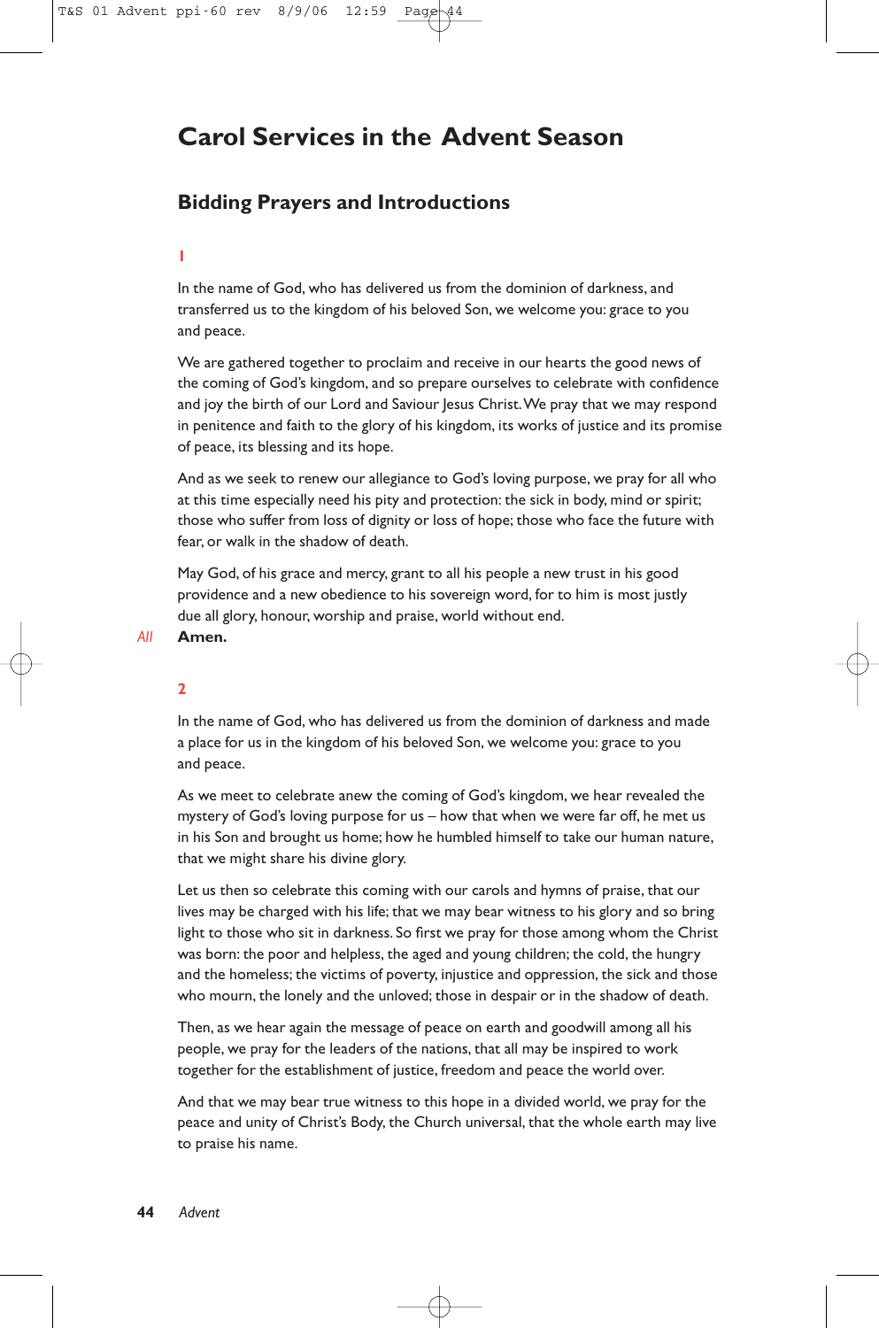# Carol Services in the Advent Season

## Bidding Prayers and Introductions

**1**

In the name of God, who has delivered us from the dominion of darkness, and transferred us to the kingdom of his beloved Son, we welcome you: grace to you and peace.

We are gathered together to proclaim and receive in our hearts the good news of the coming of God's kingdom, and so prepare ourselves to celebrate with confidence and joy the birth of our Lord and Saviour Jesus Christ. We pray that we may respond in penitence and faith to the glory of his kingdom, its works of justice and its promise of peace, its blessing and its hope.

And as we seek to renew our allegiance to God's loving purpose, we pray for all who at this time especially need his pity and protection: the sick in body, mind or spirit; those who suffer from loss of dignity or loss of hope; those who face the future with fear, or walk in the shadow of death.

May God, of his grace and mercy, grant to all his people a new trust in his good providence and a new obedience to his sovereign word, for to him is most justly due all glory, honour, worship and praise, world without end.

*All* **Amen.**

**2**

In the name of God, who has delivered us from the dominion of darkness and made a place for us in the kingdom of his beloved Son, we welcome you: grace to you and peace.

As we meet to celebrate anew the coming of God's kingdom, we hear revealed the mystery of God's loving purpose for us – how that when we were far off, he met us in his Son and brought us home; how he humbled himself to take our human nature, that we might share his divine glory.

Let us then so celebrate this coming with our carols and hymns of praise, that our lives may be charged with his life; that we may bear witness to his glory and so bring light to those who sit in darkness. So first we pray for those among whom the Christ was born: the poor and helpless, the aged and young children; the cold, the hungry and the homeless; the victims of poverty, injustice and oppression, the sick and those who mourn, the lonely and the unloved; those in despair or in the shadow of death.

Then, as we hear again the message of peace on earth and goodwill among all his people, we pray for the leaders of the nations, that all may be inspired to work together for the establishment of justice, freedom and peace the world over.

And that we may bear true witness to this hope in a divided world, we pray for the peace and unity of Christ's Body, the Church universal, that the whole earth may live to praise his name.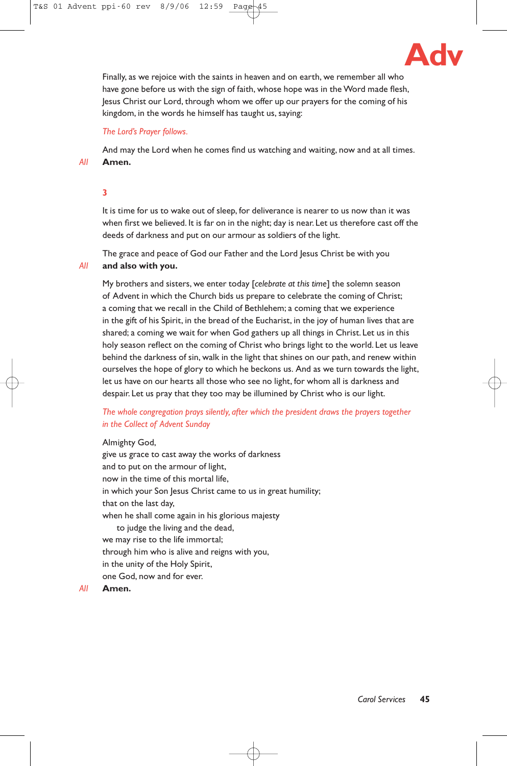Finally, as we rejoice with the saints in heaven and on earth, we remember all who have gone before us with the sign of faith, whose hope was in the Word made flesh, Jesus Christ our Lord, through whom we offer our prayers for the coming of his kingdom, in the words he himself has taught us, saying:

*The Lord's Prayer follows.*

And may the Lord when he comes find us watching and waiting, now and at all times.

*All* **Amen.**

**3**

It is time for us to wake out of sleep, for deliverance is nearer to us now than it was when first we believed. It is far on in the night; day is near. Let us therefore cast off the deeds of darkness and put on our armour as soldiers of the light.

The grace and peace of God our Father and the Lord Jesus Christ be with you

*All* **and also with you.**

My brothers and sisters, we enter today [*celebrate at this time*] the solemn season of Advent in which the Church bids us prepare to celebrate the coming of Christ; a coming that we recall in the Child of Bethlehem; a coming that we experience in the gift of his Spirit, in the bread of the Eucharist, in the joy of human lives that are shared; a coming we wait for when God gathers up all things in Christ. Let us in this holy season reflect on the coming of Christ who brings light to the world. Let us leave behind the darkness of sin, walk in the light that shines on our path, and renew within ourselves the hope of glory to which he beckons us. And as we turn towards the light, let us have on our hearts all those who see no light, for whom all is darkness and despair. Let us pray that they too may be illumined by Christ who is our light.

*The whole congregation prays silently, after which the president draws the prayers together in the Collect of Advent Sunday*

Almighty God,
give us grace to cast away the works of darkness
and to put on the armour of light,
now in the time of this mortal life,
in which your Son Jesus Christ came to us in great humility;
that on the last day,
when he shall come again in his glorious majesty
  to judge the living and the dead,
we may rise to the life immortal;
through him who is alive and reigns with you,
in the unity of the Holy Spirit,
one God, now and for ever.

*All* **Amen.**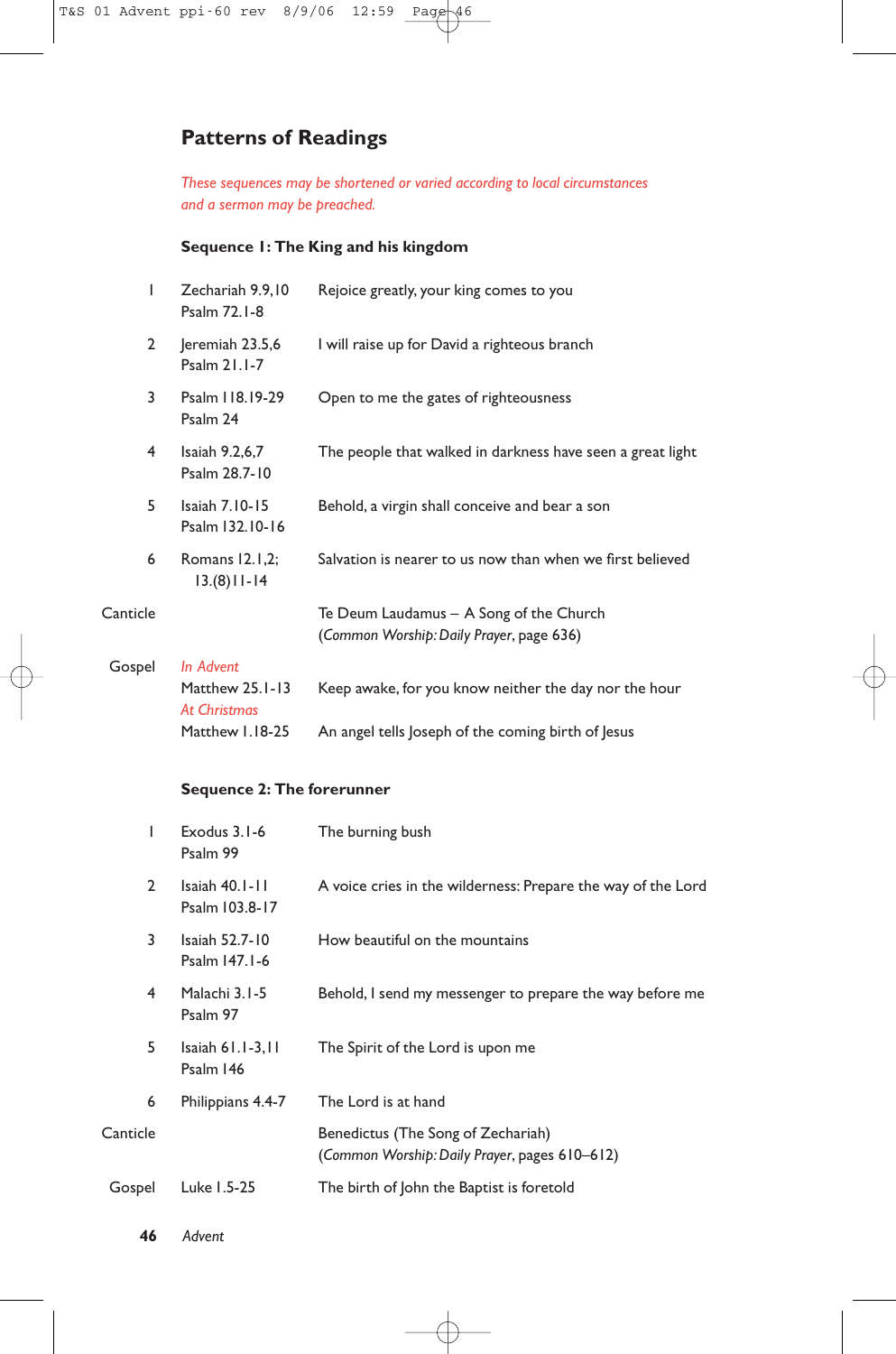## Patterns of Readings

*These sequences may be shortened or varied according to local circumstances and a sermon may be preached.*

### Sequence 1: The King and his kingdom

| | | |
|---|---|---|
| 1 | Zechariah 9.9,10<br>Psalm 72.1-8 | Rejoice greatly, your king comes to you |
| 2 | Jeremiah 23.5,6<br>Psalm 21.1-7 | I will raise up for David a righteous branch |
| 3 | Psalm 118.19-29<br>Psalm 24 | Open to me the gates of righteousness |
| 4 | Isaiah 9.2,6,7<br>Psalm 28.7-10 | The people that walked in darkness have seen a great light |
| 5 | Isaiah 7.10-15<br>Psalm 132.10-16 | Behold, a virgin shall conceive and bear a son |
| 6 | Romans 12.1,2; 13.(8)11-14 | Salvation is nearer to us now than when we first believed |
| Canticle | | Te Deum Laudamus – A Song of the Church<br>(*Common Worship: Daily Prayer*, page 636) |
| Gospel | *In Advent*<br>Matthew 25.1-13 | Keep awake, for you know neither the day nor the hour |
| | *At Christmas*<br>Matthew 1.18-25 | An angel tells Joseph of the coming birth of Jesus |

### Sequence 2: The forerunner

| | | |
|---|---|---|
| 1 | Exodus 3.1-6<br>Psalm 99 | The burning bush |
| 2 | Isaiah 40.1-11<br>Psalm 103.8-17 | A voice cries in the wilderness: Prepare the way of the Lord |
| 3 | Isaiah 52.7-10<br>Psalm 147.1-6 | How beautiful on the mountains |
| 4 | Malachi 3.1-5<br>Psalm 97 | Behold, I send my messenger to prepare the way before me |
| 5 | Isaiah 61.1-3,11<br>Psalm 146 | The Spirit of the Lord is upon me |
| 6 | Philippians 4.4-7 | The Lord is at hand |
| Canticle | | Benedictus (The Song of Zechariah)<br>(*Common Worship: Daily Prayer*, pages 610–612) |
| Gospel | Luke 1.5-25 | The birth of John the Baptist is foretold |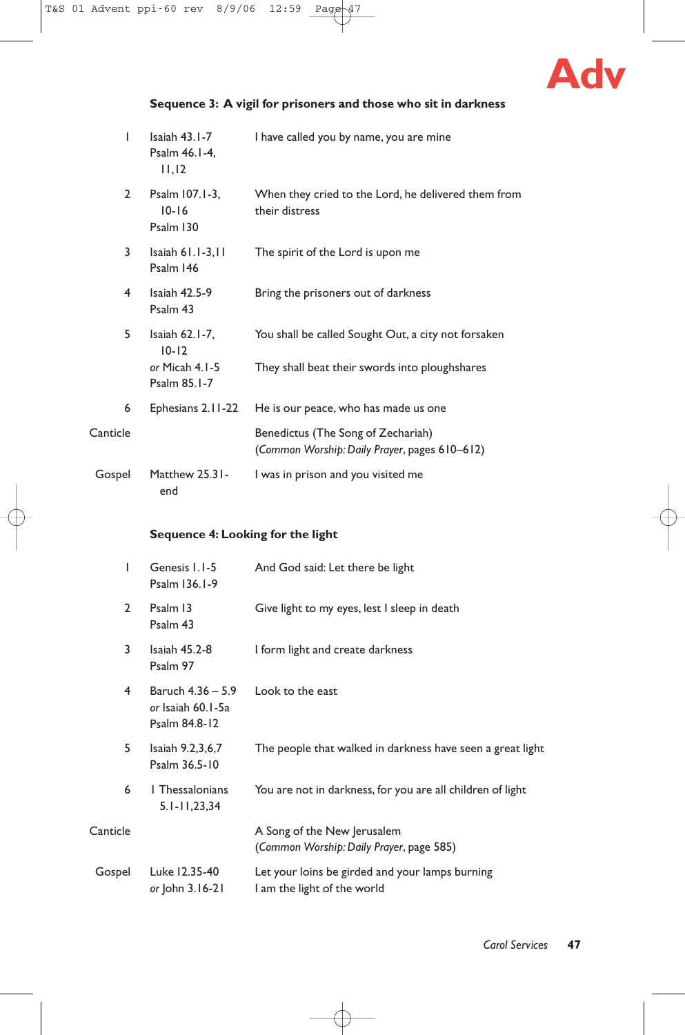## Sequence 3: A vigil for prisoners and those who sit in darkness

| | | |
|---|---|---|
| 1 | Isaiah 43.1-7<br>Psalm 46.1-4, 11,12 | I have called you by name, you are mine |
| 2 | Psalm 107.1-3, 10-16<br>Psalm 130 | When they cried to the Lord, he delivered them from their distress |
| 3 | Isaiah 61.1-3,11<br>Psalm 146 | The spirit of the Lord is upon me |
| 4 | Isaiah 42.5-9<br>Psalm 43 | Bring the prisoners out of darkness |
| 5 | Isaiah 62.1-7, 10-12<br>*or* Micah 4.1-5<br>Psalm 85.1-7 | You shall be called Sought Out, a city not forsaken<br>They shall beat their swords into ploughshares |
| 6 | Ephesians 2.11-22 | He is our peace, who has made us one |
| Canticle | | Benedictus (The Song of Zechariah)<br>(*Common Worship: Daily Prayer*, pages 610–612) |
| Gospel | Matthew 25.31-end | I was in prison and you visited me |

## Sequence 4: Looking for the light

| | | |
|---|---|---|
| 1 | Genesis 1.1-5<br>Psalm 136.1-9 | And God said: Let there be light |
| 2 | Psalm 13<br>Psalm 43 | Give light to my eyes, lest I sleep in death |
| 3 | Isaiah 45.2-8<br>Psalm 97 | I form light and create darkness |
| 4 | Baruch 4.36 – 5.9<br>*or* Isaiah 60.1-5a<br>Psalm 84.8-12 | Look to the east |
| 5 | Isaiah 9.2,3,6,7<br>Psalm 36.5-10 | The people that walked in darkness have seen a great light |
| 6 | 1 Thessalonians 5.1-11,23,34 | You are not in darkness, for you are all children of light |
| Canticle | | A Song of the New Jerusalem<br>(*Common Worship: Daily Prayer*, page 585) |
| Gospel | Luke 12.35-40<br>*or* John 3.16-21 | Let your loins be girded and your lamps burning<br>I am the light of the world |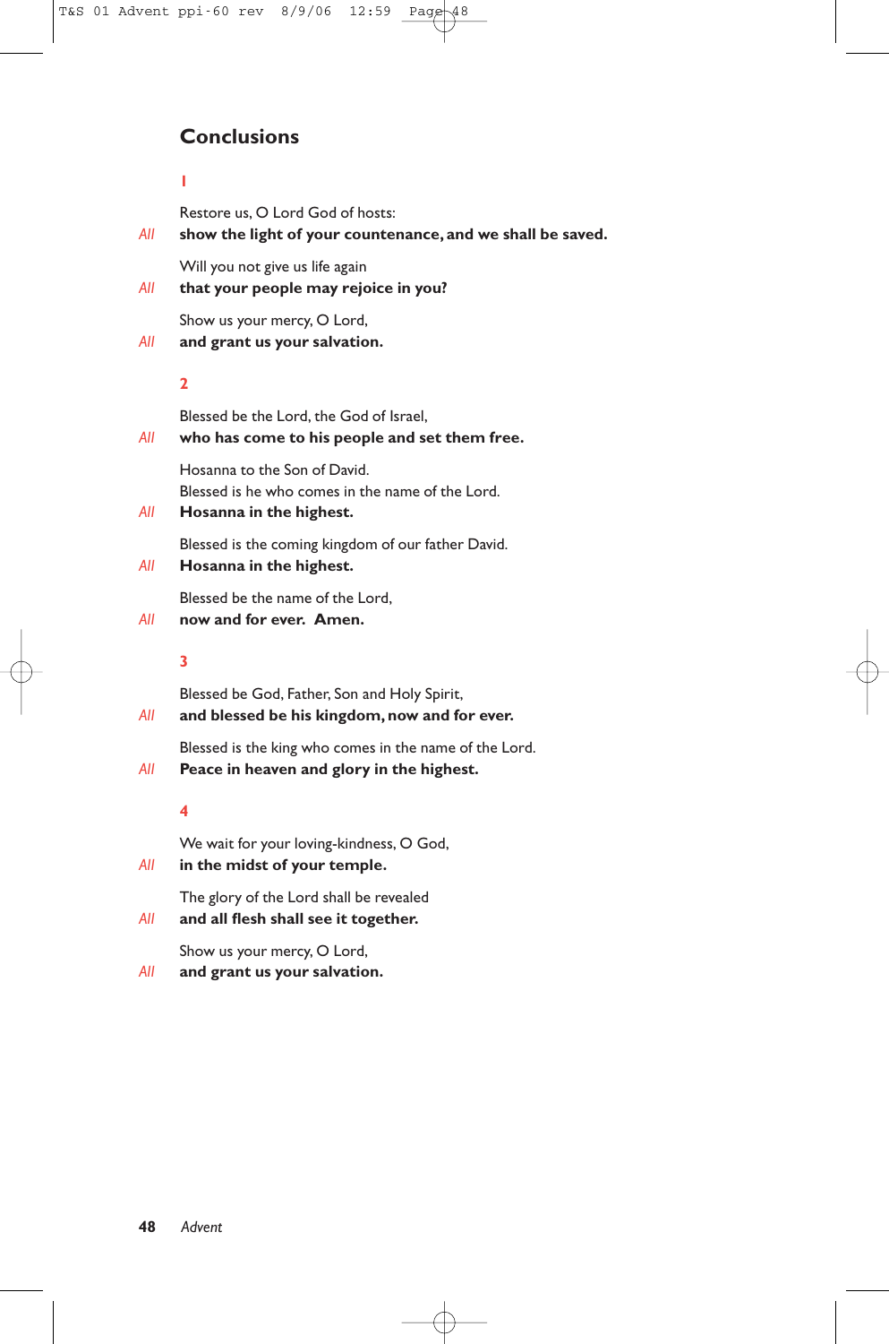## Conclusions

**1**

Restore us, O Lord God of hosts:

*All* **show the light of your countenance, and we shall be saved.**

Will you not give us life again

*All* **that your people may rejoice in you?**

Show us your mercy, O Lord,

*All* **and grant us your salvation.**

**2**

Blessed be the Lord, the God of Israel,

*All* **who has come to his people and set them free.**

Hosanna to the Son of David.
Blessed is he who comes in the name of the Lord.

*All* **Hosanna in the highest.**

Blessed is the coming kingdom of our father David.

*All* **Hosanna in the highest.**

Blessed be the name of the Lord,

*All* **now and for ever. Amen.**

**3**

Blessed be God, Father, Son and Holy Spirit,

*All* **and blessed be his kingdom, now and for ever.**

Blessed is the king who comes in the name of the Lord.

*All* **Peace in heaven and glory in the highest.**

**4**

We wait for your loving-kindness, O God,

*All* **in the midst of your temple.**

The glory of the Lord shall be revealed

*All* **and all flesh shall see it together.**

Show us your mercy, O Lord,

*All* **and grant us your salvation.**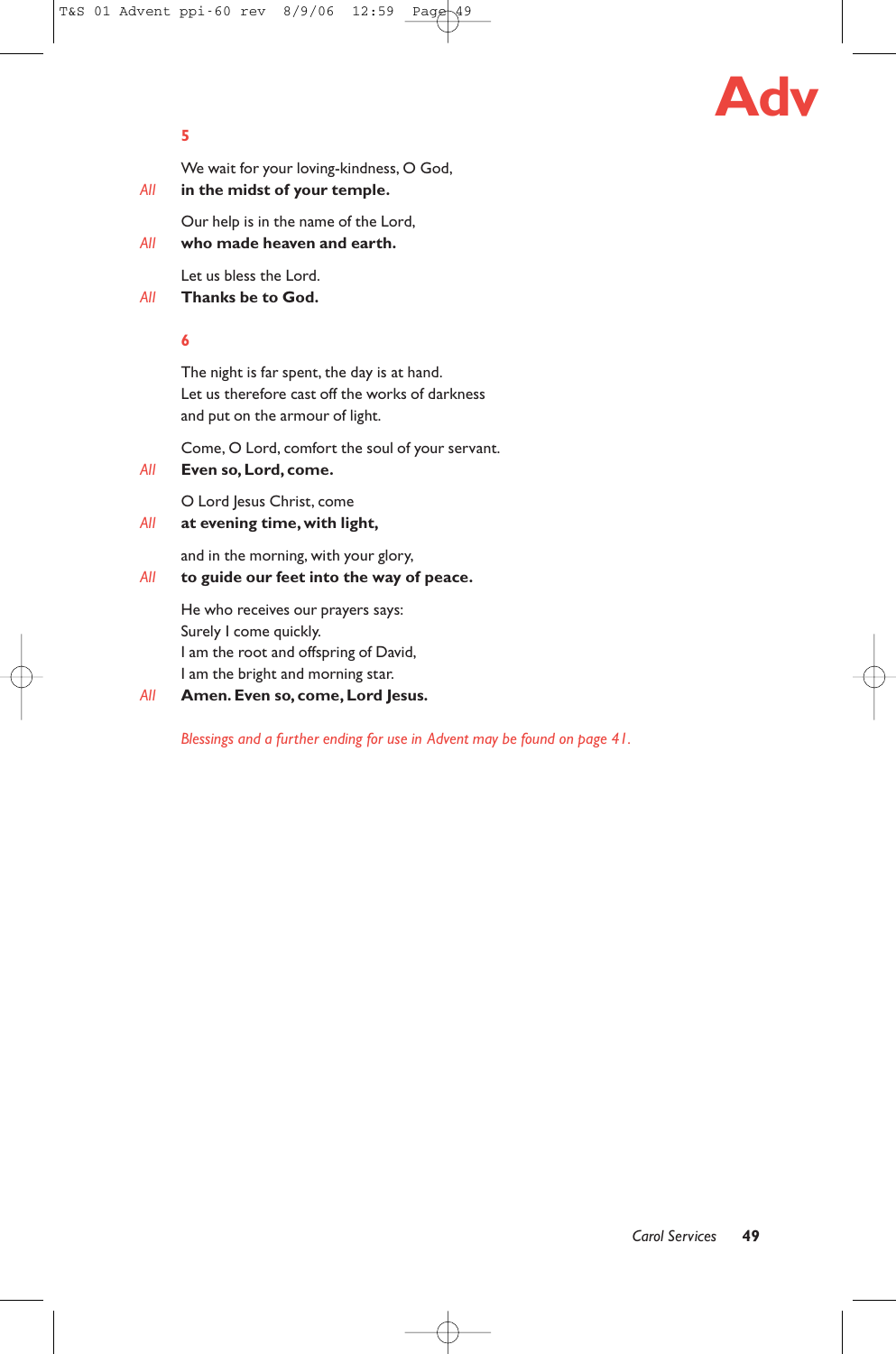## 5

We wait for your loving-kindness, O God,
*All* **in the midst of your temple.**

Our help is in the name of the Lord,
*All* **who made heaven and earth.**

Let us bless the Lord.
*All* **Thanks be to God.**

## 6

The night is far spent, the day is at hand.
Let us therefore cast off the works of darkness
and put on the armour of light.

Come, O Lord, comfort the soul of your servant.
*All* **Even so, Lord, come.**

O Lord Jesus Christ, come
*All* **at evening time, with light,**

and in the morning, with your glory,
*All* **to guide our feet into the way of peace.**

He who receives our prayers says:
Surely I come quickly.
I am the root and offspring of David,
I am the bright and morning star.
*All* **Amen. Even so, come, Lord Jesus.**

*Blessings and a further ending for use in Advent may be found on page 41.*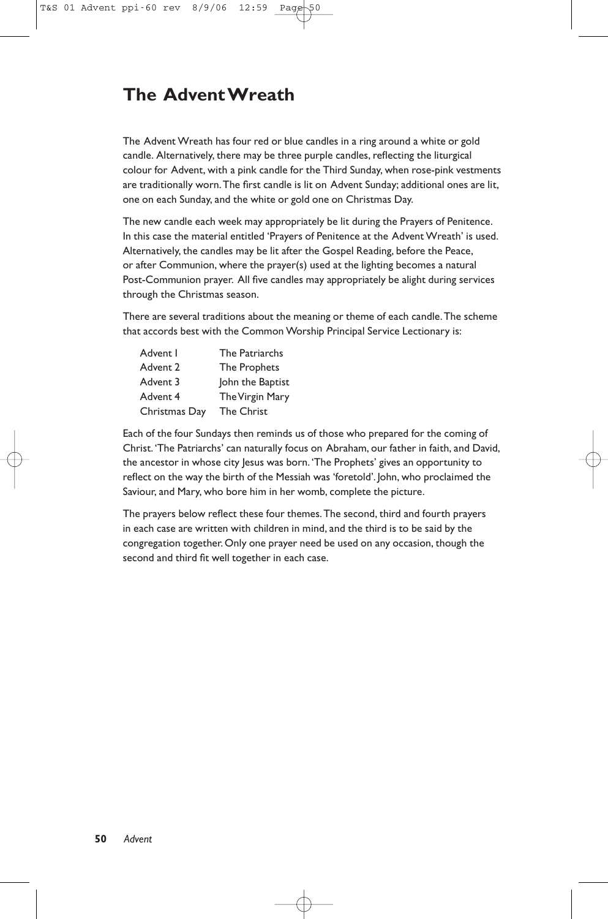# The Advent Wreath

The Advent Wreath has four red or blue candles in a ring around a white or gold candle. Alternatively, there may be three purple candles, reflecting the liturgical colour for Advent, with a pink candle for the Third Sunday, when rose-pink vestments are traditionally worn. The first candle is lit on Advent Sunday; additional ones are lit, one on each Sunday, and the white or gold one on Christmas Day.

The new candle each week may appropriately be lit during the Prayers of Penitence. In this case the material entitled 'Prayers of Penitence at the Advent Wreath' is used. Alternatively, the candles may be lit after the Gospel Reading, before the Peace, or after Communion, where the prayer(s) used at the lighting becomes a natural Post-Communion prayer. All five candles may appropriately be alight during services through the Christmas season.

There are several traditions about the meaning or theme of each candle. The scheme that accords best with the Common Worship Principal Service Lectionary is:

| | |
|---|---|
| Advent 1 | The Patriarchs |
| Advent 2 | The Prophets |
| Advent 3 | John the Baptist |
| Advent 4 | The Virgin Mary |
| Christmas Day | The Christ |

Each of the four Sundays then reminds us of those who prepared for the coming of Christ. 'The Patriarchs' can naturally focus on Abraham, our father in faith, and David, the ancestor in whose city Jesus was born. 'The Prophets' gives an opportunity to reflect on the way the birth of the Messiah was 'foretold'. John, who proclaimed the Saviour, and Mary, who bore him in her womb, complete the picture.

The prayers below reflect these four themes. The second, third and fourth prayers in each case are written with children in mind, and the third is to be said by the congregation together. Only one prayer need be used on any occasion, though the second and third fit well together in each case.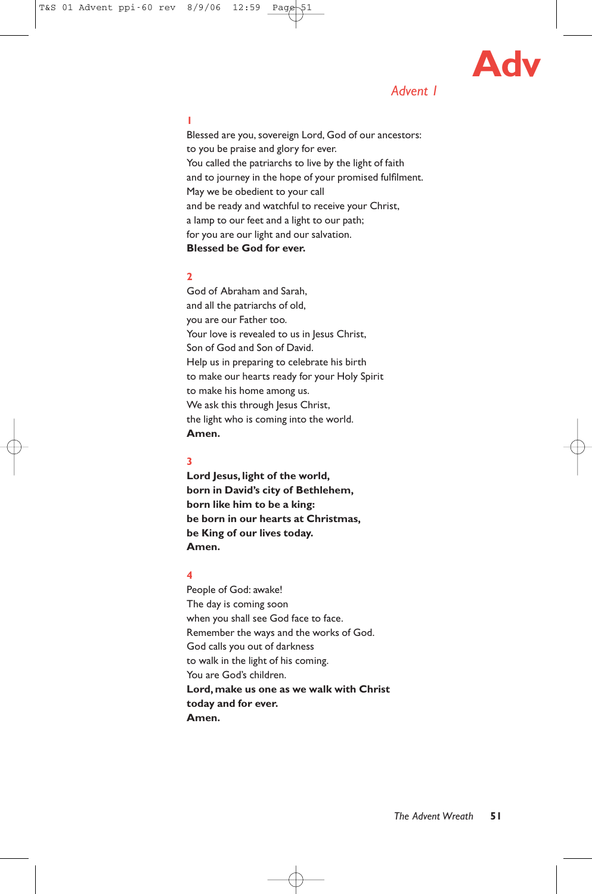# Adv

*Advent 1*

**1**

Blessed are you, sovereign Lord, God of our ancestors:
to you be praise and glory for ever.
You called the patriarchs to live by the light of faith
and to journey in the hope of your promised fulfilment.
May we be obedient to your call
and be ready and watchful to receive your Christ,
a lamp to our feet and a light to our path;
for you are our light and our salvation.
**Blessed be God for ever.**

**2**

God of Abraham and Sarah,
and all the patriarchs of old,
you are our Father too.
Your love is revealed to us in Jesus Christ,
Son of God and Son of David.
Help us in preparing to celebrate his birth
to make our hearts ready for your Holy Spirit
to make his home among us.
We ask this through Jesus Christ,
the light who is coming into the world.
**Amen.**

**3**

**Lord Jesus, light of the world,**
**born in David's city of Bethlehem,**
**born like him to be a king:**
**be born in our hearts at Christmas,**
**be King of our lives today.**
**Amen.**

**4**

People of God: awake!
The day is coming soon
when you shall see God face to face.
Remember the ways and the works of God.
God calls you out of darkness
to walk in the light of his coming.
You are God's children.
**Lord, make us one as we walk with Christ**
**today and for ever.**
**Amen.**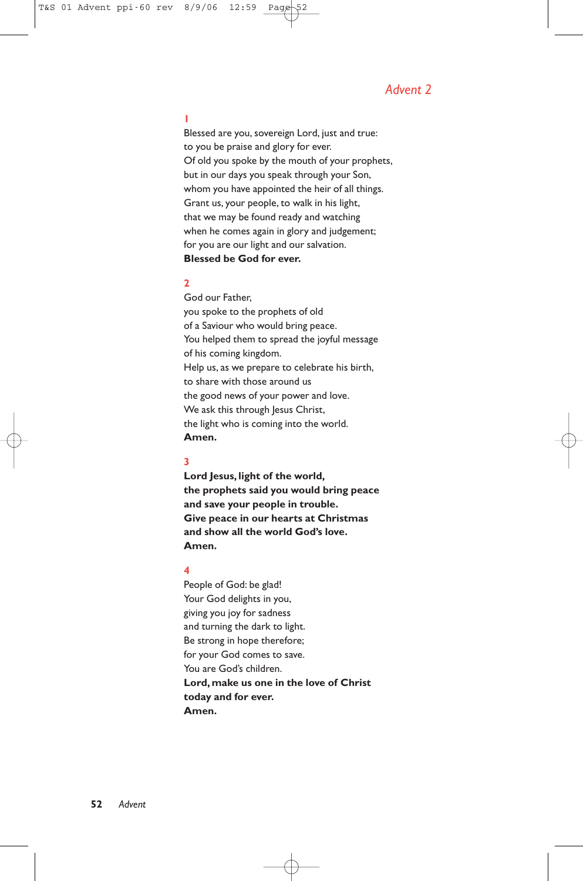## *Advent 2*

**1**

Blessed are you, sovereign Lord, just and true:
to you be praise and glory for ever.
Of old you spoke by the mouth of your prophets,
but in our days you speak through your Son,
whom you have appointed the heir of all things.
Grant us, your people, to walk in his light,
that we may be found ready and watching
when he comes again in glory and judgement;
for you are our light and our salvation.
**Blessed be God for ever.**

**2**

God our Father,
you spoke to the prophets of old
of a Saviour who would bring peace.
You helped them to spread the joyful message
of his coming kingdom.
Help us, as we prepare to celebrate his birth,
to share with those around us
the good news of your power and love.
We ask this through Jesus Christ,
the light who is coming into the world.
**Amen.**

**3**

**Lord Jesus, light of the world,
the prophets said you would bring peace
and save your people in trouble.
Give peace in our hearts at Christmas
and show all the world God's love.
Amen.**

**4**

People of God: be glad!
Your God delights in you,
giving you joy for sadness
and turning the dark to light.
Be strong in hope therefore;
for your God comes to save.
You are God's children.
**Lord, make us one in the love of Christ
today and for ever.
Amen.**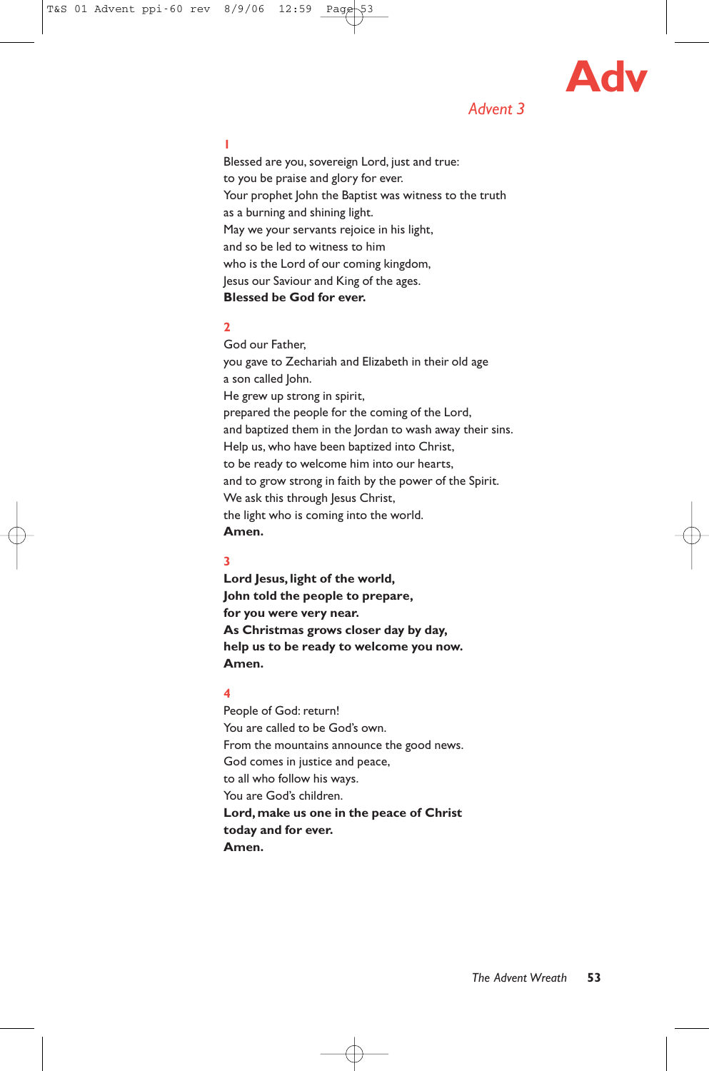## Advent 3

**1**

Blessed are you, sovereign Lord, just and true:
to you be praise and glory for ever.
Your prophet John the Baptist was witness to the truth
as a burning and shining light.
May we your servants rejoice in his light,
and so be led to witness to him
who is the Lord of our coming kingdom,
Jesus our Saviour and King of the ages.
**Blessed be God for ever.**

**2**

God our Father,
you gave to Zechariah and Elizabeth in their old age
a son called John.
He grew up strong in spirit,
prepared the people for the coming of the Lord,
and baptized them in the Jordan to wash away their sins.
Help us, who have been baptized into Christ,
to be ready to welcome him into our hearts,
and to grow strong in faith by the power of the Spirit.
We ask this through Jesus Christ,
the light who is coming into the world.
**Amen.**

**3**

**Lord Jesus, light of the world,**
**John told the people to prepare,**
**for you were very near.**
**As Christmas grows closer day by day,**
**help us to be ready to welcome you now.**
**Amen.**

**4**

People of God: return!
You are called to be God's own.
From the mountains announce the good news.
God comes in justice and peace,
to all who follow his ways.
You are God's children.
**Lord, make us one in the peace of Christ**
**today and for ever.**
**Amen.**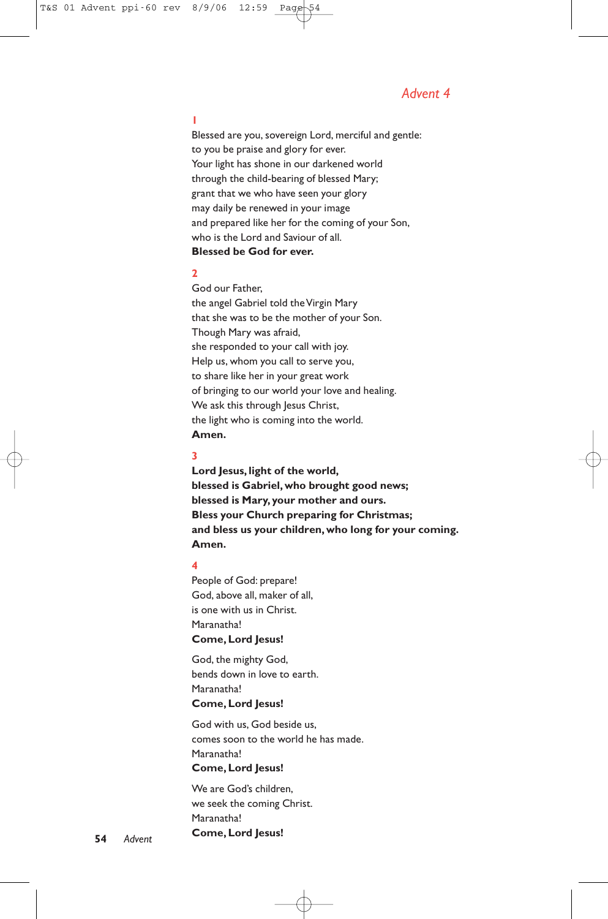## Advent 4

**1**

Blessed are you, sovereign Lord, merciful and gentle:
to you be praise and glory for ever.
Your light has shone in our darkened world
through the child-bearing of blessed Mary;
grant that we who have seen your glory
may daily be renewed in your image
and prepared like her for the coming of your Son,
who is the Lord and Saviour of all.
**Blessed be God for ever.**

**2**

God our Father,
the angel Gabriel told the Virgin Mary
that she was to be the mother of your Son.
Though Mary was afraid,
she responded to your call with joy.
Help us, whom you call to serve you,
to share like her in your great work
of bringing to our world your love and healing.
We ask this through Jesus Christ,
the light who is coming into the world.
**Amen.**

**3**

**Lord Jesus, light of the world,**
**blessed is Gabriel, who brought good news;**
**blessed is Mary, your mother and ours.**
**Bless your Church preparing for Christmas;**
**and bless us your children, who long for your coming.**
**Amen.**

**4**

People of God: prepare!
God, above all, maker of all,
is one with us in Christ.
Maranatha!
**Come, Lord Jesus!**

God, the mighty God,
bends down in love to earth.
Maranatha!
**Come, Lord Jesus!**

God with us, God beside us,
comes soon to the world he has made.
Maranatha!
**Come, Lord Jesus!**

We are God's children,
we seek the coming Christ.
Maranatha!
**Come, Lord Jesus!**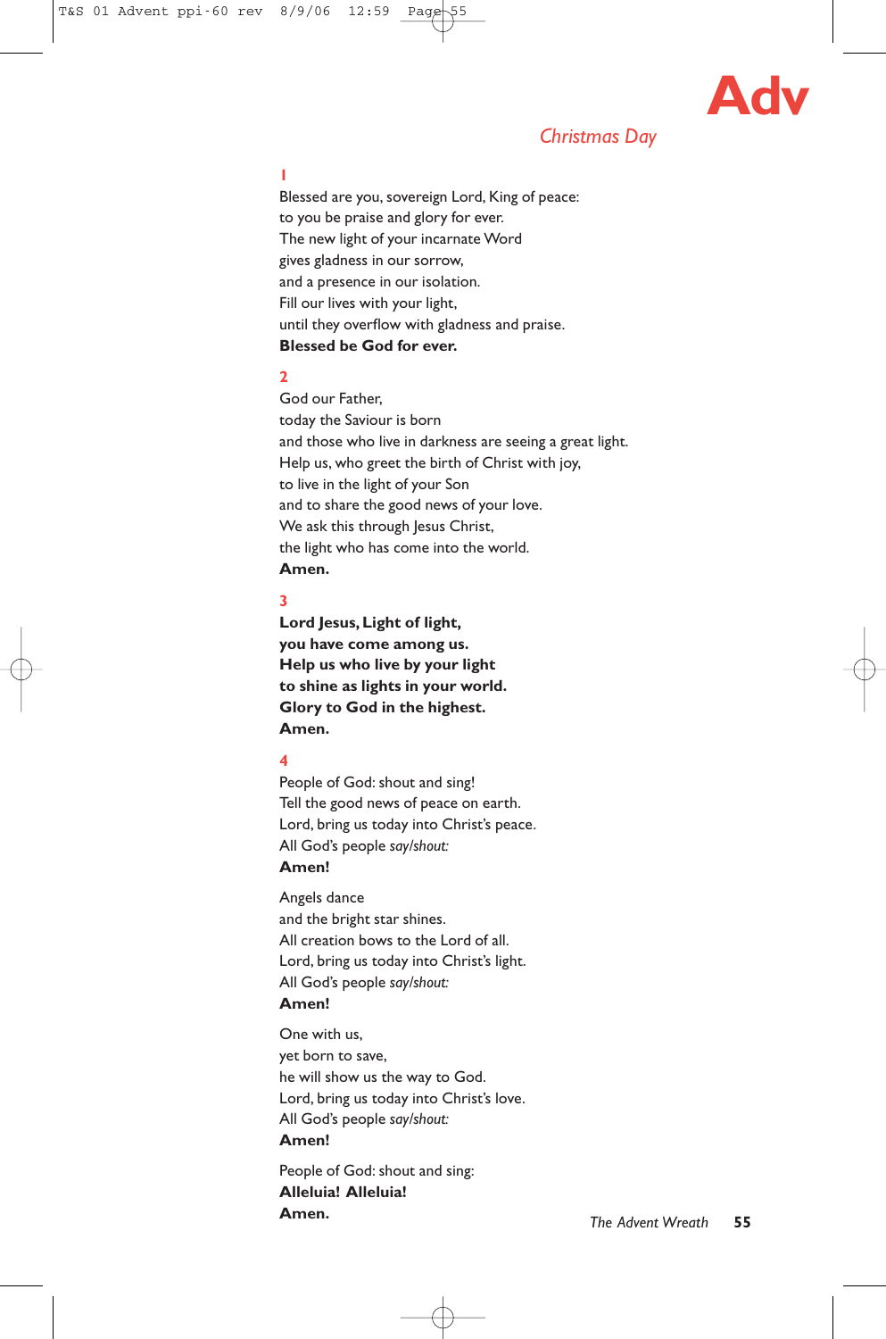## Christmas Day

**1**

Blessed are you, sovereign Lord, King of peace:
to you be praise and glory for ever.
The new light of your incarnate Word
gives gladness in our sorrow,
and a presence in our isolation.
Fill our lives with your light,
until they overflow with gladness and praise.
**Blessed be God for ever.**

**2**

God our Father,
today the Saviour is born
and those who live in darkness are seeing a great light.
Help us, who greet the birth of Christ with joy,
to live in the light of your Son
and to share the good news of your love.
We ask this through Jesus Christ,
the light who has come into the world.
**Amen.**

**3**

**Lord Jesus, Light of light,**
**you have come among us.**
**Help us who live by your light**
**to shine as lights in your world.**
**Glory to God in the highest.**
**Amen.**

**4**

People of God: shout and sing!
Tell the good news of peace on earth.
Lord, bring us today into Christ's peace.
All God's people *say/shout:*
**Amen!**

Angels dance
and the bright star shines.
All creation bows to the Lord of all.
Lord, bring us today into Christ's light.
All God's people *say/shout:*
**Amen!**

One with us,
yet born to save,
he will show us the way to God.
Lord, bring us today into Christ's love.
All God's people *say/shout:*
**Amen!**

People of God: shout and sing:
**Alleluia! Alleluia!**
**Amen.**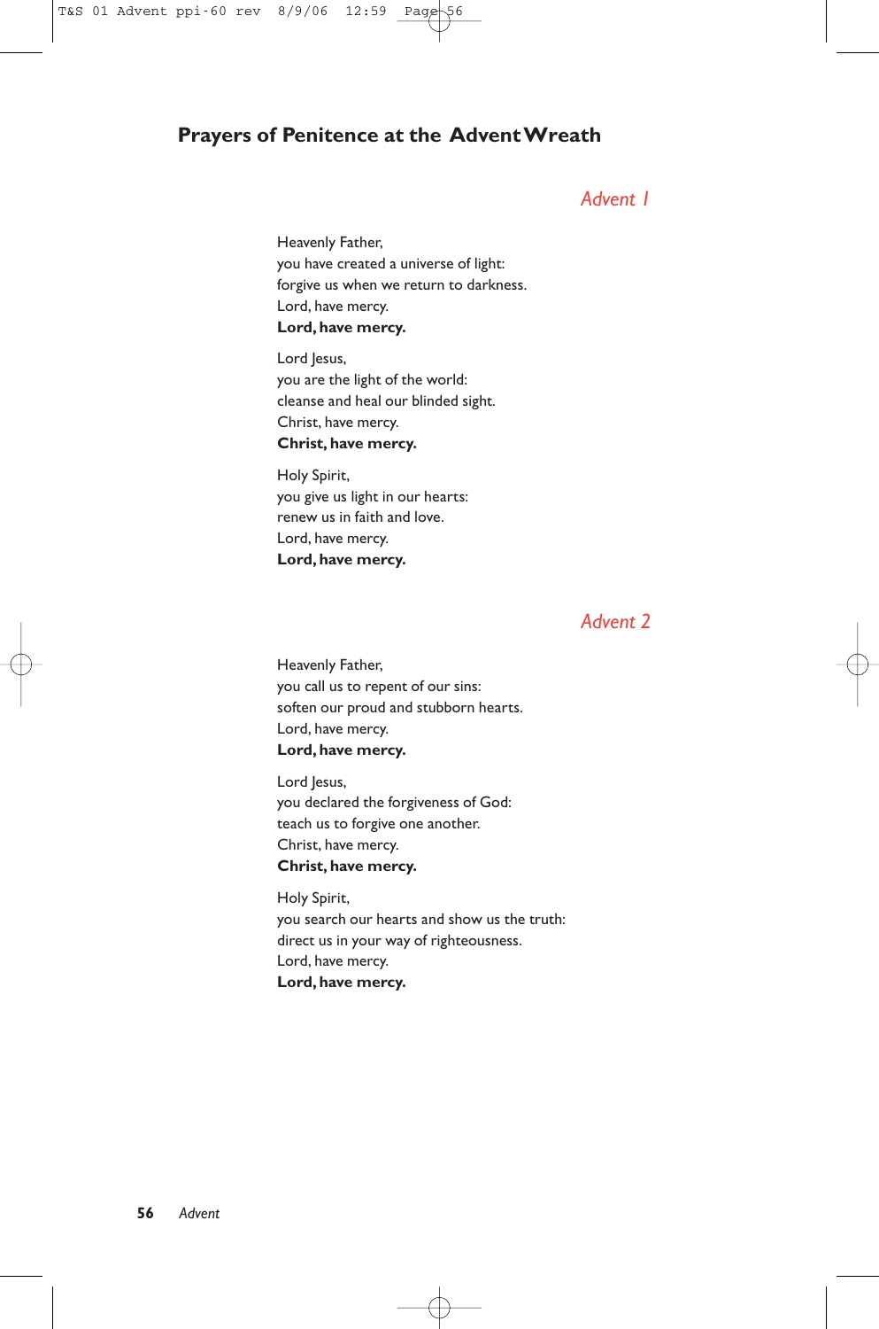## Prayers of Penitence at the Advent Wreath

### *Advent 1*

Heavenly Father,
you have created a universe of light:
forgive us when we return to darkness.
Lord, have mercy.
**Lord, have mercy.**

Lord Jesus,
you are the light of the world:
cleanse and heal our blinded sight.
Christ, have mercy.
**Christ, have mercy.**

Holy Spirit,
you give us light in our hearts:
renew us in faith and love.
Lord, have mercy.
**Lord, have mercy.**

### *Advent 2*

Heavenly Father,
you call us to repent of our sins:
soften our proud and stubborn hearts.
Lord, have mercy.
**Lord, have mercy.**

Lord Jesus,
you declared the forgiveness of God:
teach us to forgive one another.
Christ, have mercy.
**Christ, have mercy.**

Holy Spirit,
you search our hearts and show us the truth:
direct us in your way of righteousness.
Lord, have mercy.
**Lord, have mercy.**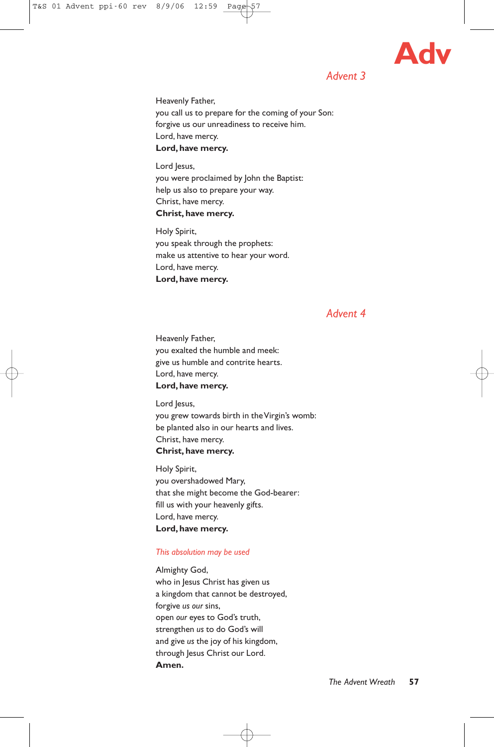## Advent 3

Heavenly Father,
you call us to prepare for the coming of your Son:
forgive us our unreadiness to receive him.
Lord, have mercy.
**Lord, have mercy.**

Lord Jesus,
you were proclaimed by John the Baptist:
help us also to prepare your way.
Christ, have mercy.
**Christ, have mercy.**

Holy Spirit,
you speak through the prophets:
make us attentive to hear your word.
Lord, have mercy.
**Lord, have mercy.**

## Advent 4

Heavenly Father,
you exalted the humble and meek:
give us humble and contrite hearts.
Lord, have mercy.
**Lord, have mercy.**

Lord Jesus,
you grew towards birth in the Virgin's womb:
be planted also in our hearts and lives.
Christ, have mercy.
**Christ, have mercy.**

Holy Spirit,
you overshadowed Mary,
that she might become the God-bearer:
fill us with your heavenly gifts.
Lord, have mercy.
**Lord, have mercy.**

*This absolution may be used*

Almighty God,
who in Jesus Christ has given us
a kingdom that cannot be destroyed,
forgive *us our* sins,
open *our* eyes to God's truth,
strengthen *us* to do God's will
and give *us* the joy of his kingdom,
through Jesus Christ our Lord.
**Amen.**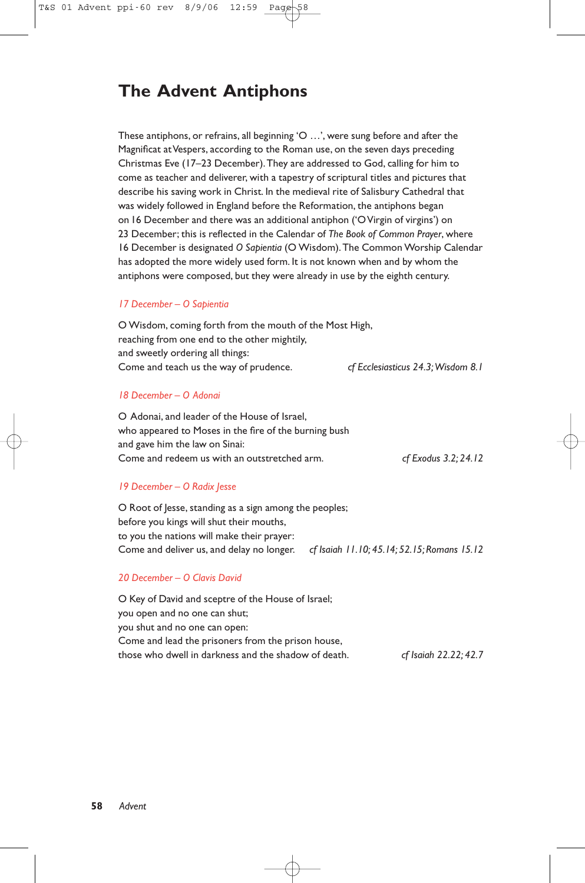# The Advent Antiphons

These antiphons, or refrains, all beginning 'O …', were sung before and after the Magnificat at Vespers, according to the Roman use, on the seven days preceding Christmas Eve (17–23 December). They are addressed to God, calling for him to come as teacher and deliverer, with a tapestry of scriptural titles and pictures that describe his saving work in Christ. In the medieval rite of Salisbury Cathedral that was widely followed in England before the Reformation, the antiphons began on 16 December and there was an additional antiphon ('O Virgin of virgins') on 23 December; this is reflected in the Calendar of *The Book of Common Prayer*, where 16 December is designated *O Sapientia* (O Wisdom). The Common Worship Calendar has adopted the more widely used form. It is not known when and by whom the antiphons were composed, but they were already in use by the eighth century.

*17 December – O Sapientia*

O Wisdom, coming forth from the mouth of the Most High,
reaching from one end to the other mightily,
and sweetly ordering all things:
Come and teach us the way of prudence. *cf Ecclesiasticus 24.3; Wisdom 8.1*

*18 December – O Adonai*

O Adonai, and leader of the House of Israel,
who appeared to Moses in the fire of the burning bush
and gave him the law on Sinai:
Come and redeem us with an outstretched arm. *cf Exodus 3.2; 24.12*

*19 December – O Radix Jesse*

O Root of Jesse, standing as a sign among the peoples;
before you kings will shut their mouths,
to you the nations will make their prayer:
Come and deliver us, and delay no longer. *cf Isaiah 11.10; 45.14; 52.15; Romans 15.12*

*20 December – O Clavis David*

O Key of David and sceptre of the House of Israel;
you open and no one can shut;
you shut and no one can open:
Come and lead the prisoners from the prison house,
those who dwell in darkness and the shadow of death. *cf Isaiah 22.22; 42.7*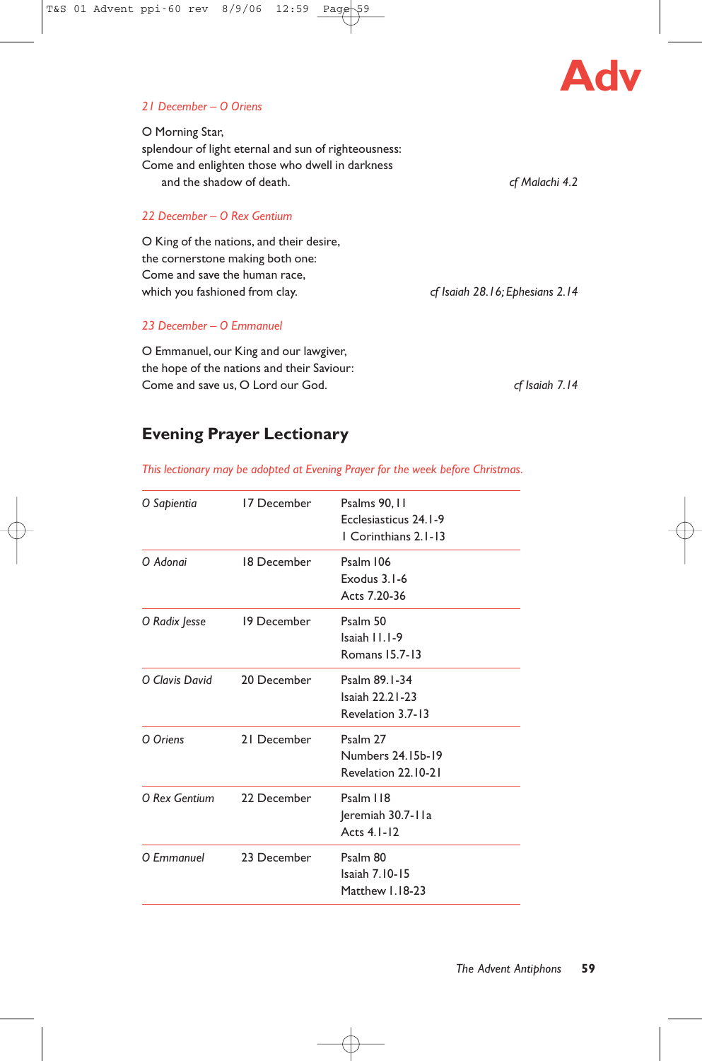*21 December – O Oriens*

O Morning Star,
splendour of light eternal and sun of righteousness:
Come and enlighten those who dwell in darkness
and the shadow of death. *cf Malachi 4.2*

*22 December – O Rex Gentium*

O King of the nations, and their desire,
the cornerstone making both one:
Come and save the human race,
which you fashioned from clay. *cf Isaiah 28.16; Ephesians 2.14*

*23 December – O Emmanuel*

O Emmanuel, our King and our lawgiver,
the hope of the nations and their Saviour:
Come and save us, O Lord our God. *cf Isaiah 7.14*

## Evening Prayer Lectionary

*This lectionary may be adopted at Evening Prayer for the week before Christmas.*

| | | |
|---|---|---|
| *O Sapientia* | 17 December | Psalms 90, 11<br>Ecclesiasticus 24.1-9<br>1 Corinthians 2.1-13 |
| *O Adonai* | 18 December | Psalm 106<br>Exodus 3.1-6<br>Acts 7.20-36 |
| *O Radix Jesse* | 19 December | Psalm 50<br>Isaiah 11.1-9<br>Romans 15.7-13 |
| *O Clavis David* | 20 December | Psalm 89.1-34<br>Isaiah 22.21-23<br>Revelation 3.7-13 |
| *O Oriens* | 21 December | Psalm 27<br>Numbers 24.15b-19<br>Revelation 22.10-21 |
| *O Rex Gentium* | 22 December | Psalm 118<br>Jeremiah 30.7-11a<br>Acts 4.1-12 |
| *O Emmanuel* | 23 December | Psalm 80<br>Isaiah 7.10-15<br>Matthew 1.18-23 |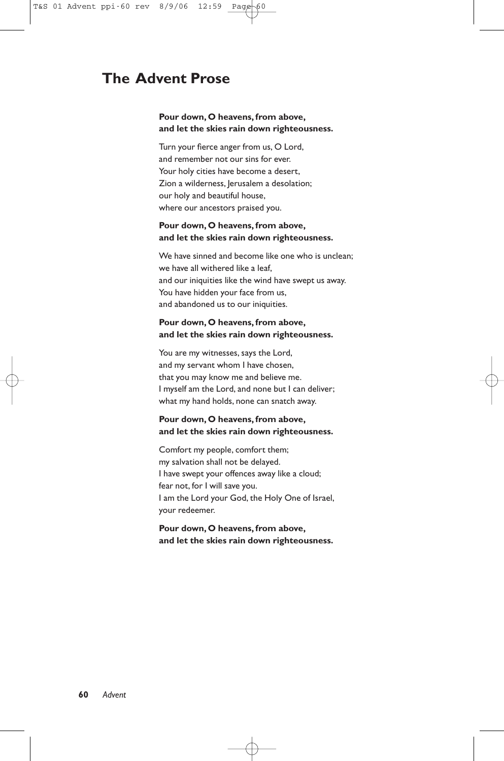# The Advent Prose

**Pour down, O heavens, from above,**
**and let the skies rain down righteousness.**

Turn your fierce anger from us, O Lord,
and remember not our sins for ever.
Your holy cities have become a desert,
Zion a wilderness, Jerusalem a desolation;
our holy and beautiful house,
where our ancestors praised you.

**Pour down, O heavens, from above,**
**and let the skies rain down righteousness.**

We have sinned and become like one who is unclean;
we have all withered like a leaf,
and our iniquities like the wind have swept us away.
You have hidden your face from us,
and abandoned us to our iniquities.

**Pour down, O heavens, from above,**
**and let the skies rain down righteousness.**

You are my witnesses, says the Lord,
and my servant whom I have chosen,
that you may know me and believe me.
I myself am the Lord, and none but I can deliver;
what my hand holds, none can snatch away.

**Pour down, O heavens, from above,**
**and let the skies rain down righteousness.**

Comfort my people, comfort them;
my salvation shall not be delayed.
I have swept your offences away like a cloud;
fear not, for I will save you.
I am the Lord your God, the Holy One of Israel,
your redeemer.

**Pour down, O heavens, from above,**
**and let the skies rain down righteousness.**